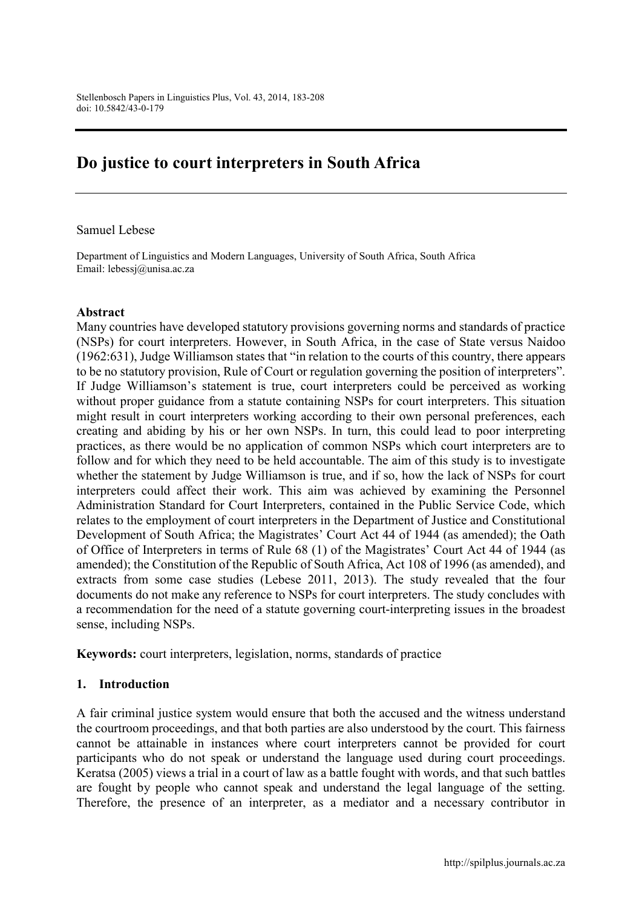# Do justice to court interpreters in South Africa

Samuel Lebese

Department of Linguistics and Modern Languages, University of South Africa, South Africa
Email: lebessj@unisa.ac.za

## Abstract

Many countries have developed statutory provisions governing norms and standards of practice (NSPs) for court interpreters. However, in South Africa, in the case of State versus Naidoo (1962:631), Judge Williamson states that "in relation to the courts of this country, there appears to be no statutory provision, Rule of Court or regulation governing the position of interpreters". If Judge Williamson's statement is true, court interpreters could be perceived as working without proper guidance from a statute containing NSPs for court interpreters. This situation might result in court interpreters working according to their own personal preferences, each creating and abiding by his or her own NSPs. In turn, this could lead to poor interpreting practices, as there would be no application of common NSPs which court interpreters are to follow and for which they need to be held accountable. The aim of this study is to investigate whether the statement by Judge Williamson is true, and if so, how the lack of NSPs for court interpreters could affect their work. This aim was achieved by examining the Personnel Administration Standard for Court Interpreters, contained in the Public Service Code, which relates to the employment of court interpreters in the Department of Justice and Constitutional Development of South Africa; the Magistrates' Court Act 44 of 1944 (as amended); the Oath of Office of Interpreters in terms of Rule 68 (1) of the Magistrates' Court Act 44 of 1944 (as amended); the Constitution of the Republic of South Africa, Act 108 of 1996 (as amended), and extracts from some case studies (Lebese 2011, 2013). The study revealed that the four documents do not make any reference to NSPs for court interpreters. The study concludes with a recommendation for the need of a statute governing court-interpreting issues in the broadest sense, including NSPs.

**Keywords:** court interpreters, legislation, norms, standards of practice

## 1. Introduction

A fair criminal justice system would ensure that both the accused and the witness understand the courtroom proceedings, and that both parties are also understood by the court. This fairness cannot be attainable in instances where court interpreters cannot be provided for court participants who do not speak or understand the language used during court proceedings. Keratsa (2005) views a trial in a court of law as a battle fought with words, and that such battles are fought by people who cannot speak and understand the legal language of the setting. Therefore, the presence of an interpreter, as a mediator and a necessary contributor in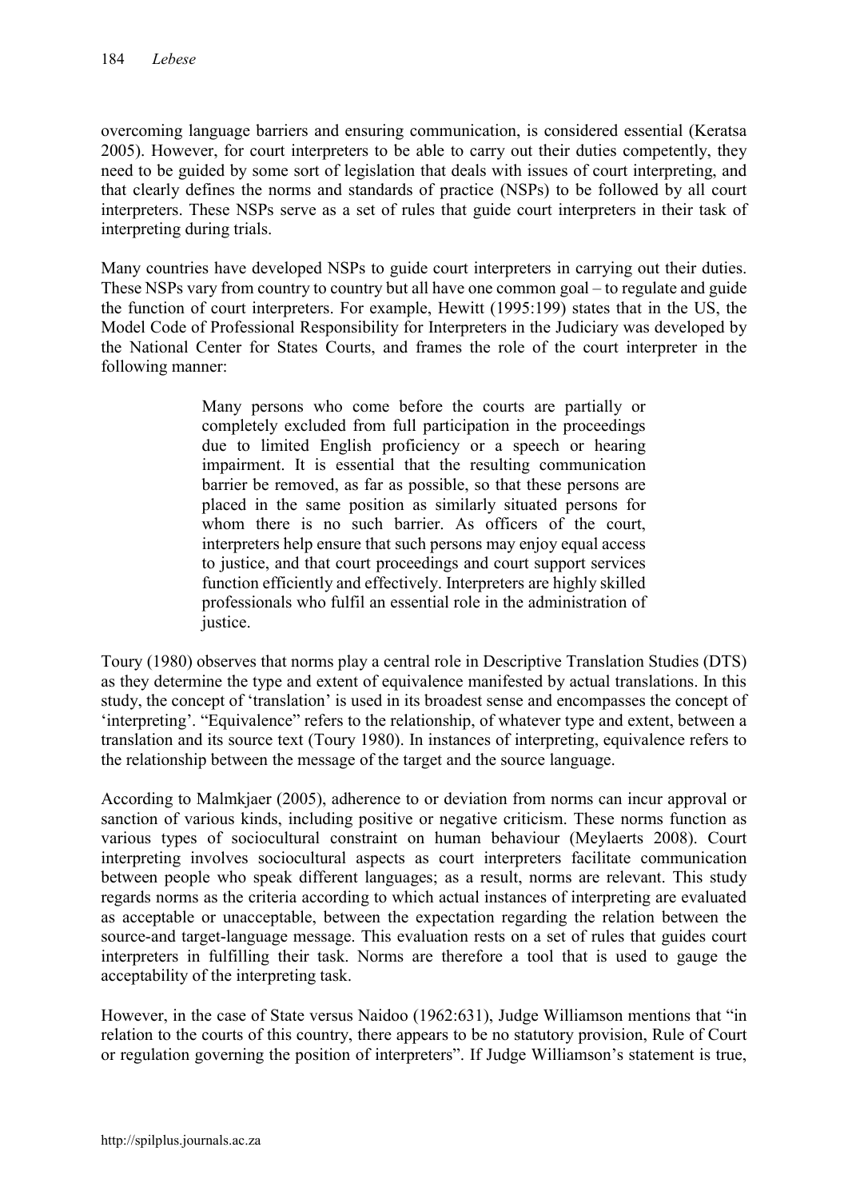overcoming language barriers and ensuring communication, is considered essential (Keratsa 2005). However, for court interpreters to be able to carry out their duties competently, they need to be guided by some sort of legislation that deals with issues of court interpreting, and that clearly defines the norms and standards of practice (NSPs) to be followed by all court interpreters. These NSPs serve as a set of rules that guide court interpreters in their task of interpreting during trials.

Many countries have developed NSPs to guide court interpreters in carrying out their duties. These NSPs vary from country to country but all have one common goal – to regulate and guide the function of court interpreters. For example, Hewitt (1995:199) states that in the US, the Model Code of Professional Responsibility for Interpreters in the Judiciary was developed by the National Center for States Courts, and frames the role of the court interpreter in the following manner:

> Many persons who come before the courts are partially or completely excluded from full participation in the proceedings due to limited English proficiency or a speech or hearing impairment. It is essential that the resulting communication barrier be removed, as far as possible, so that these persons are placed in the same position as similarly situated persons for whom there is no such barrier. As officers of the court, interpreters help ensure that such persons may enjoy equal access to justice, and that court proceedings and court support services function efficiently and effectively. Interpreters are highly skilled professionals who fulfil an essential role in the administration of justice.

Toury (1980) observes that norms play a central role in Descriptive Translation Studies (DTS) as they determine the type and extent of equivalence manifested by actual translations. In this study, the concept of 'translation' is used in its broadest sense and encompasses the concept of 'interpreting'. "Equivalence" refers to the relationship, of whatever type and extent, between a translation and its source text (Toury 1980). In instances of interpreting, equivalence refers to the relationship between the message of the target and the source language.

According to Malmkjaer (2005), adherence to or deviation from norms can incur approval or sanction of various kinds, including positive or negative criticism. These norms function as various types of sociocultural constraint on human behaviour (Meylaerts 2008). Court interpreting involves sociocultural aspects as court interpreters facilitate communication between people who speak different languages; as a result, norms are relevant. This study regards norms as the criteria according to which actual instances of interpreting are evaluated as acceptable or unacceptable, between the expectation regarding the relation between the source-and target-language message. This evaluation rests on a set of rules that guides court interpreters in fulfilling their task. Norms are therefore a tool that is used to gauge the acceptability of the interpreting task.

However, in the case of State versus Naidoo (1962:631), Judge Williamson mentions that "in relation to the courts of this country, there appears to be no statutory provision, Rule of Court or regulation governing the position of interpreters". If Judge Williamson's statement is true,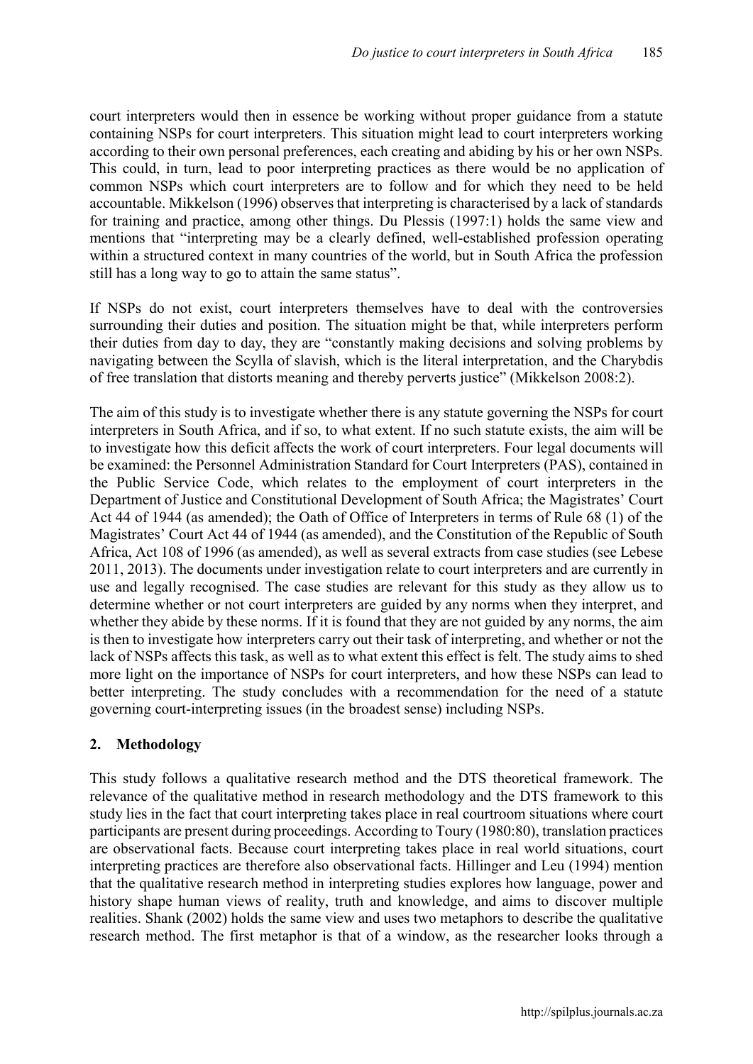court interpreters would then in essence be working without proper guidance from a statute containing NSPs for court interpreters. This situation might lead to court interpreters working according to their own personal preferences, each creating and abiding by his or her own NSPs. This could, in turn, lead to poor interpreting practices as there would be no application of common NSPs which court interpreters are to follow and for which they need to be held accountable. Mikkelson (1996) observes that interpreting is characterised by a lack of standards for training and practice, among other things. Du Plessis (1997:1) holds the same view and mentions that "interpreting may be a clearly defined, well-established profession operating within a structured context in many countries of the world, but in South Africa the profession still has a long way to go to attain the same status".

If NSPs do not exist, court interpreters themselves have to deal with the controversies surrounding their duties and position. The situation might be that, while interpreters perform their duties from day to day, they are "constantly making decisions and solving problems by navigating between the Scylla of slavish, which is the literal interpretation, and the Charybdis of free translation that distorts meaning and thereby perverts justice" (Mikkelson 2008:2).

The aim of this study is to investigate whether there is any statute governing the NSPs for court interpreters in South Africa, and if so, to what extent. If no such statute exists, the aim will be to investigate how this deficit affects the work of court interpreters. Four legal documents will be examined: the Personnel Administration Standard for Court Interpreters (PAS), contained in the Public Service Code, which relates to the employment of court interpreters in the Department of Justice and Constitutional Development of South Africa; the Magistrates' Court Act 44 of 1944 (as amended); the Oath of Office of Interpreters in terms of Rule 68 (1) of the Magistrates' Court Act 44 of 1944 (as amended), and the Constitution of the Republic of South Africa, Act 108 of 1996 (as amended), as well as several extracts from case studies (see Lebese 2011, 2013). The documents under investigation relate to court interpreters and are currently in use and legally recognised. The case studies are relevant for this study as they allow us to determine whether or not court interpreters are guided by any norms when they interpret, and whether they abide by these norms. If it is found that they are not guided by any norms, the aim is then to investigate how interpreters carry out their task of interpreting, and whether or not the lack of NSPs affects this task, as well as to what extent this effect is felt. The study aims to shed more light on the importance of NSPs for court interpreters, and how these NSPs can lead to better interpreting. The study concludes with a recommendation for the need of a statute governing court-interpreting issues (in the broadest sense) including NSPs.

## 2. Methodology

This study follows a qualitative research method and the DTS theoretical framework. The relevance of the qualitative method in research methodology and the DTS framework to this study lies in the fact that court interpreting takes place in real courtroom situations where court participants are present during proceedings. According to Toury (1980:80), translation practices are observational facts. Because court interpreting takes place in real world situations, court interpreting practices are therefore also observational facts. Hillinger and Leu (1994) mention that the qualitative research method in interpreting studies explores how language, power and history shape human views of reality, truth and knowledge, and aims to discover multiple realities. Shank (2002) holds the same view and uses two metaphors to describe the qualitative research method. The first metaphor is that of a window, as the researcher looks through a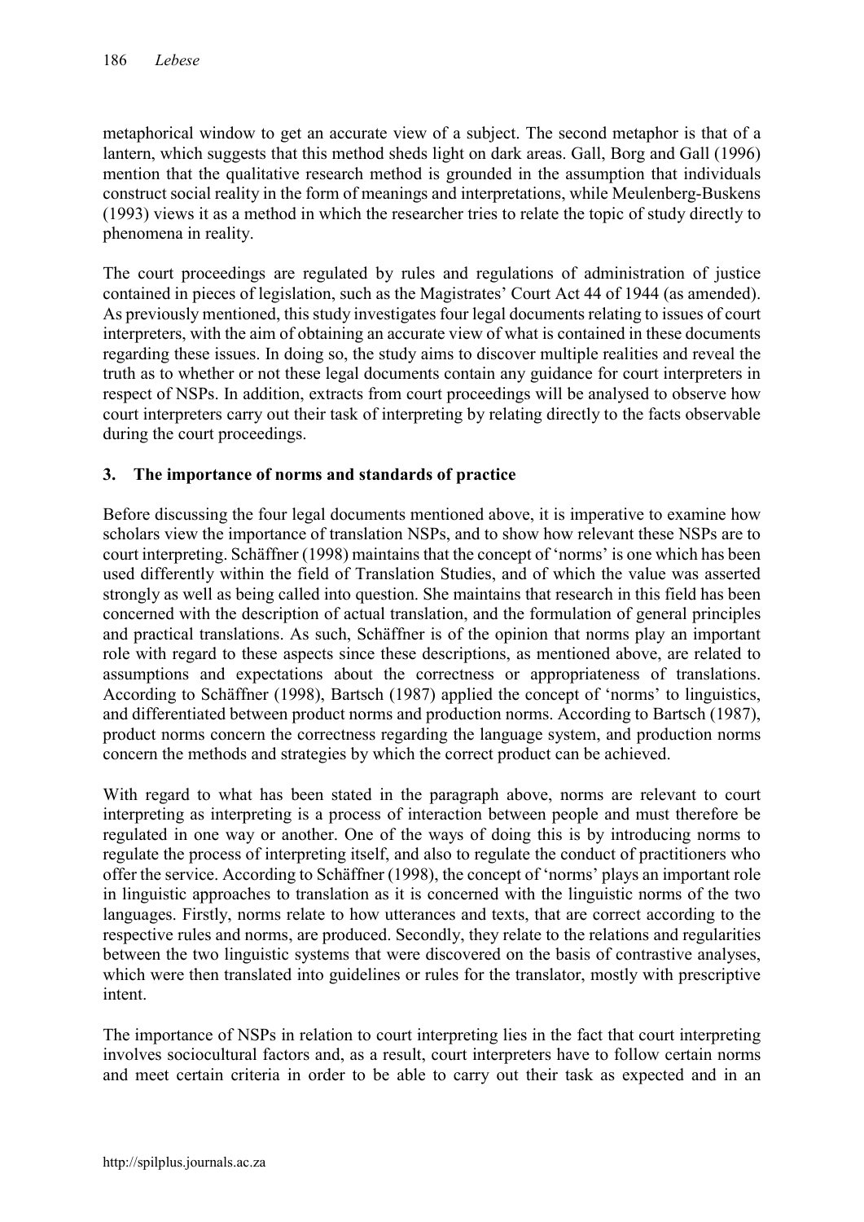metaphorical window to get an accurate view of a subject. The second metaphor is that of a lantern, which suggests that this method sheds light on dark areas. Gall, Borg and Gall (1996) mention that the qualitative research method is grounded in the assumption that individuals construct social reality in the form of meanings and interpretations, while Meulenberg-Buskens (1993) views it as a method in which the researcher tries to relate the topic of study directly to phenomena in reality.

The court proceedings are regulated by rules and regulations of administration of justice contained in pieces of legislation, such as the Magistrates' Court Act 44 of 1944 (as amended). As previously mentioned, this study investigates four legal documents relating to issues of court interpreters, with the aim of obtaining an accurate view of what is contained in these documents regarding these issues. In doing so, the study aims to discover multiple realities and reveal the truth as to whether or not these legal documents contain any guidance for court interpreters in respect of NSPs. In addition, extracts from court proceedings will be analysed to observe how court interpreters carry out their task of interpreting by relating directly to the facts observable during the court proceedings.

## 3. The importance of norms and standards of practice

Before discussing the four legal documents mentioned above, it is imperative to examine how scholars view the importance of translation NSPs, and to show how relevant these NSPs are to court interpreting. Schäffner (1998) maintains that the concept of 'norms' is one which has been used differently within the field of Translation Studies, and of which the value was asserted strongly as well as being called into question. She maintains that research in this field has been concerned with the description of actual translation, and the formulation of general principles and practical translations. As such, Schäffner is of the opinion that norms play an important role with regard to these aspects since these descriptions, as mentioned above, are related to assumptions and expectations about the correctness or appropriateness of translations. According to Schäffner (1998), Bartsch (1987) applied the concept of 'norms' to linguistics, and differentiated between product norms and production norms. According to Bartsch (1987), product norms concern the correctness regarding the language system, and production norms concern the methods and strategies by which the correct product can be achieved.

With regard to what has been stated in the paragraph above, norms are relevant to court interpreting as interpreting is a process of interaction between people and must therefore be regulated in one way or another. One of the ways of doing this is by introducing norms to regulate the process of interpreting itself, and also to regulate the conduct of practitioners who offer the service. According to Schäffner (1998), the concept of 'norms' plays an important role in linguistic approaches to translation as it is concerned with the linguistic norms of the two languages. Firstly, norms relate to how utterances and texts, that are correct according to the respective rules and norms, are produced. Secondly, they relate to the relations and regularities between the two linguistic systems that were discovered on the basis of contrastive analyses, which were then translated into guidelines or rules for the translator, mostly with prescriptive intent.

The importance of NSPs in relation to court interpreting lies in the fact that court interpreting involves sociocultural factors and, as a result, court interpreters have to follow certain norms and meet certain criteria in order to be able to carry out their task as expected and in an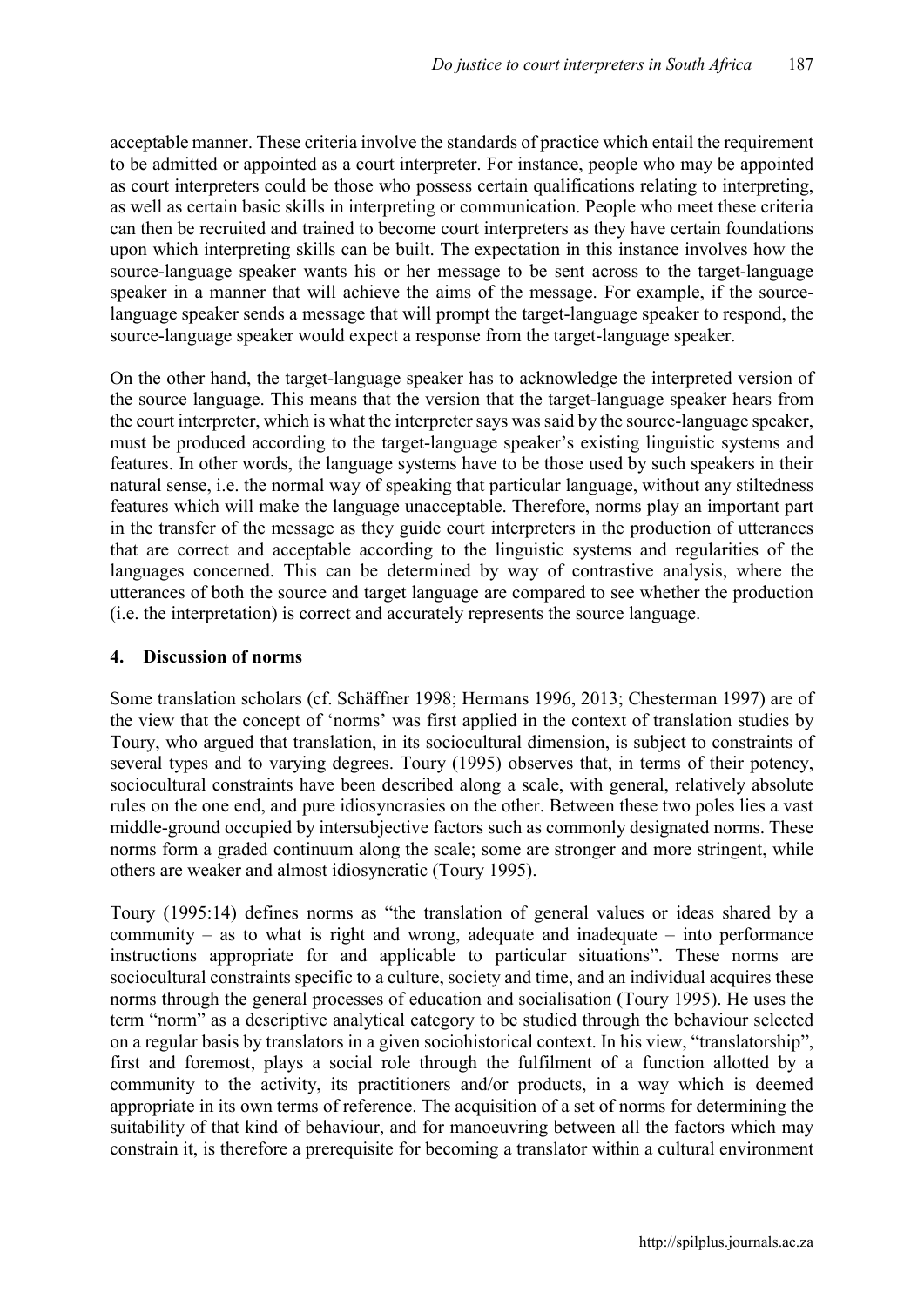acceptable manner. These criteria involve the standards of practice which entail the requirement to be admitted or appointed as a court interpreter. For instance, people who may be appointed as court interpreters could be those who possess certain qualifications relating to interpreting, as well as certain basic skills in interpreting or communication. People who meet these criteria can then be recruited and trained to become court interpreters as they have certain foundations upon which interpreting skills can be built. The expectation in this instance involves how the source-language speaker wants his or her message to be sent across to the target-language speaker in a manner that will achieve the aims of the message. For example, if the source-language speaker sends a message that will prompt the target-language speaker to respond, the source-language speaker would expect a response from the target-language speaker.

On the other hand, the target-language speaker has to acknowledge the interpreted version of the source language. This means that the version that the target-language speaker hears from the court interpreter, which is what the interpreter says was said by the source-language speaker, must be produced according to the target-language speaker's existing linguistic systems and features. In other words, the language systems have to be those used by such speakers in their natural sense, i.e. the normal way of speaking that particular language, without any stiltedness features which will make the language unacceptable. Therefore, norms play an important part in the transfer of the message as they guide court interpreters in the production of utterances that are correct and acceptable according to the linguistic systems and regularities of the languages concerned. This can be determined by way of contrastive analysis, where the utterances of both the source and target language are compared to see whether the production (i.e. the interpretation) is correct and accurately represents the source language.

## 4. Discussion of norms

Some translation scholars (cf. Schäffner 1998; Hermans 1996, 2013; Chesterman 1997) are of the view that the concept of 'norms' was first applied in the context of translation studies by Toury, who argued that translation, in its sociocultural dimension, is subject to constraints of several types and to varying degrees. Toury (1995) observes that, in terms of their potency, sociocultural constraints have been described along a scale, with general, relatively absolute rules on the one end, and pure idiosyncrasies on the other. Between these two poles lies a vast middle-ground occupied by intersubjective factors such as commonly designated norms. These norms form a graded continuum along the scale; some are stronger and more stringent, while others are weaker and almost idiosyncratic (Toury 1995).

Toury (1995:14) defines norms as "the translation of general values or ideas shared by a community – as to what is right and wrong, adequate and inadequate – into performance instructions appropriate for and applicable to particular situations". These norms are sociocultural constraints specific to a culture, society and time, and an individual acquires these norms through the general processes of education and socialisation (Toury 1995). He uses the term "norm" as a descriptive analytical category to be studied through the behaviour selected on a regular basis by translators in a given sociohistorical context. In his view, "translatorship", first and foremost, plays a social role through the fulfilment of a function allotted by a community to the activity, its practitioners and/or products, in a way which is deemed appropriate in its own terms of reference. The acquisition of a set of norms for determining the suitability of that kind of behaviour, and for manoeuvring between all the factors which may constrain it, is therefore a prerequisite for becoming a translator within a cultural environment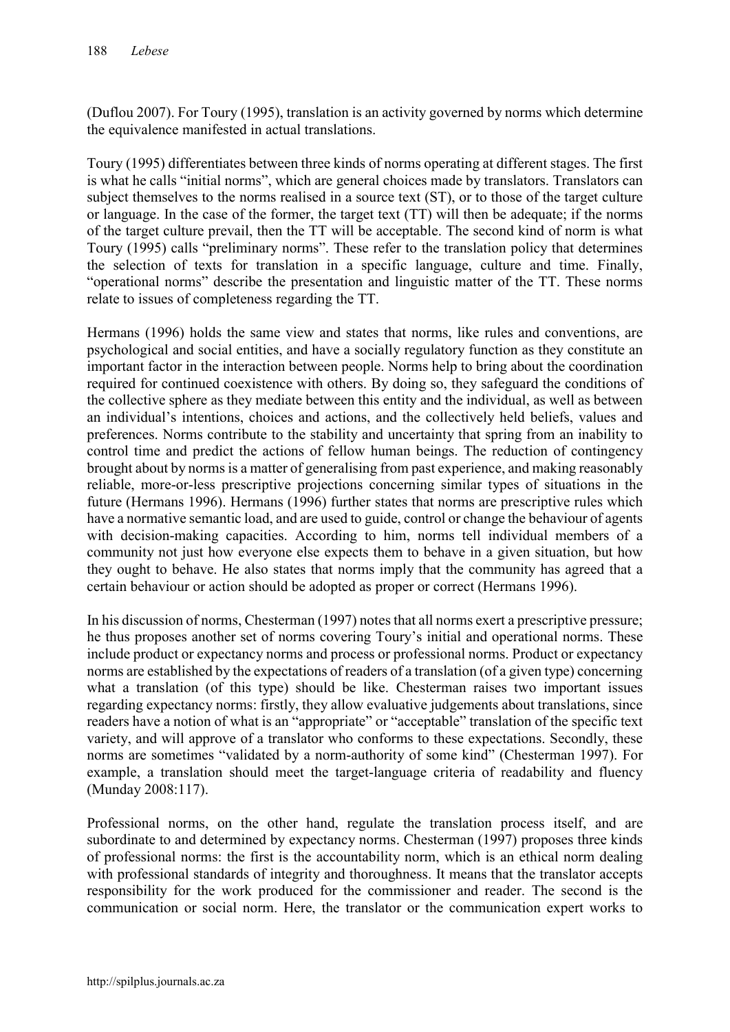(Duflou 2007). For Toury (1995), translation is an activity governed by norms which determine the equivalence manifested in actual translations.

Toury (1995) differentiates between three kinds of norms operating at different stages. The first is what he calls "initial norms", which are general choices made by translators. Translators can subject themselves to the norms realised in a source text (ST), or to those of the target culture or language. In the case of the former, the target text (TT) will then be adequate; if the norms of the target culture prevail, then the TT will be acceptable. The second kind of norm is what Toury (1995) calls "preliminary norms". These refer to the translation policy that determines the selection of texts for translation in a specific language, culture and time. Finally, "operational norms" describe the presentation and linguistic matter of the TT. These norms relate to issues of completeness regarding the TT.

Hermans (1996) holds the same view and states that norms, like rules and conventions, are psychological and social entities, and have a socially regulatory function as they constitute an important factor in the interaction between people. Norms help to bring about the coordination required for continued coexistence with others. By doing so, they safeguard the conditions of the collective sphere as they mediate between this entity and the individual, as well as between an individual's intentions, choices and actions, and the collectively held beliefs, values and preferences. Norms contribute to the stability and uncertainty that spring from an inability to control time and predict the actions of fellow human beings. The reduction of contingency brought about by norms is a matter of generalising from past experience, and making reasonably reliable, more-or-less prescriptive projections concerning similar types of situations in the future (Hermans 1996). Hermans (1996) further states that norms are prescriptive rules which have a normative semantic load, and are used to guide, control or change the behaviour of agents with decision-making capacities. According to him, norms tell individual members of a community not just how everyone else expects them to behave in a given situation, but how they ought to behave. He also states that norms imply that the community has agreed that a certain behaviour or action should be adopted as proper or correct (Hermans 1996).

In his discussion of norms, Chesterman (1997) notes that all norms exert a prescriptive pressure; he thus proposes another set of norms covering Toury's initial and operational norms. These include product or expectancy norms and process or professional norms. Product or expectancy norms are established by the expectations of readers of a translation (of a given type) concerning what a translation (of this type) should be like. Chesterman raises two important issues regarding expectancy norms: firstly, they allow evaluative judgements about translations, since readers have a notion of what is an "appropriate" or "acceptable" translation of the specific text variety, and will approve of a translator who conforms to these expectations. Secondly, these norms are sometimes "validated by a norm-authority of some kind" (Chesterman 1997). For example, a translation should meet the target-language criteria of readability and fluency (Munday 2008:117).

Professional norms, on the other hand, regulate the translation process itself, and are subordinate to and determined by expectancy norms. Chesterman (1997) proposes three kinds of professional norms: the first is the accountability norm, which is an ethical norm dealing with professional standards of integrity and thoroughness. It means that the translator accepts responsibility for the work produced for the commissioner and reader. The second is the communication or social norm. Here, the translator or the communication expert works to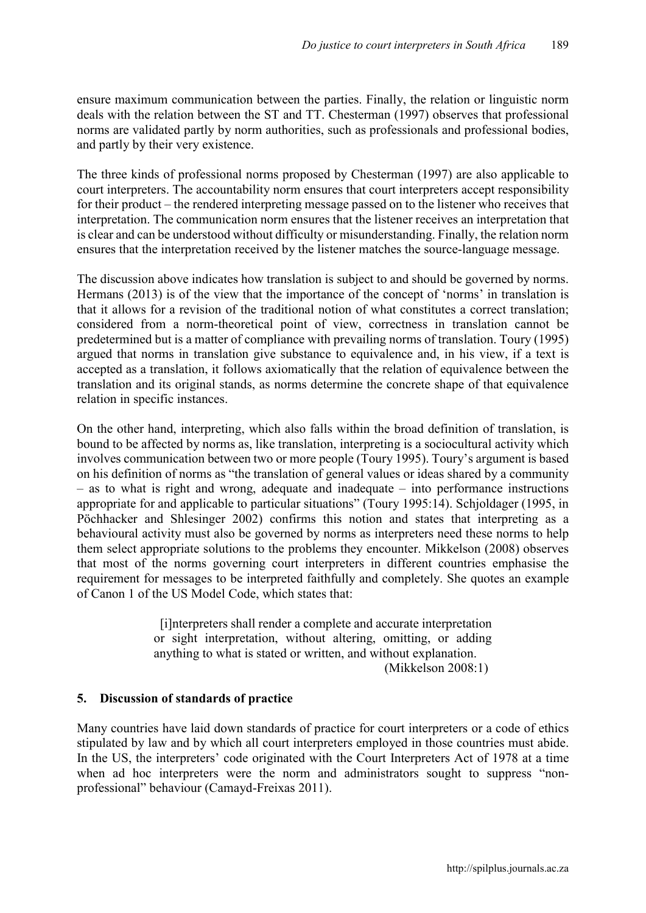ensure maximum communication between the parties. Finally, the relation or linguistic norm deals with the relation between the ST and TT. Chesterman (1997) observes that professional norms are validated partly by norm authorities, such as professionals and professional bodies, and partly by their very existence.

The three kinds of professional norms proposed by Chesterman (1997) are also applicable to court interpreters. The accountability norm ensures that court interpreters accept responsibility for their product – the rendered interpreting message passed on to the listener who receives that interpretation. The communication norm ensures that the listener receives an interpretation that is clear and can be understood without difficulty or misunderstanding. Finally, the relation norm ensures that the interpretation received by the listener matches the source-language message.

The discussion above indicates how translation is subject to and should be governed by norms. Hermans (2013) is of the view that the importance of the concept of 'norms' in translation is that it allows for a revision of the traditional notion of what constitutes a correct translation; considered from a norm-theoretical point of view, correctness in translation cannot be predetermined but is a matter of compliance with prevailing norms of translation. Toury (1995) argued that norms in translation give substance to equivalence and, in his view, if a text is accepted as a translation, it follows axiomatically that the relation of equivalence between the translation and its original stands, as norms determine the concrete shape of that equivalence relation in specific instances.

On the other hand, interpreting, which also falls within the broad definition of translation, is bound to be affected by norms as, like translation, interpreting is a sociocultural activity which involves communication between two or more people (Toury 1995). Toury's argument is based on his definition of norms as "the translation of general values or ideas shared by a community – as to what is right and wrong, adequate and inadequate – into performance instructions appropriate for and applicable to particular situations" (Toury 1995:14). Schjoldager (1995, in Pöchhacker and Shlesinger 2002) confirms this notion and states that interpreting as a behavioural activity must also be governed by norms as interpreters need these norms to help them select appropriate solutions to the problems they encounter. Mikkelson (2008) observes that most of the norms governing court interpreters in different countries emphasise the requirement for messages to be interpreted faithfully and completely. She quotes an example of Canon 1 of the US Model Code, which states that:

> [i]nterpreters shall render a complete and accurate interpretation or sight interpretation, without altering, omitting, or adding anything to what is stated or written, and without explanation.
> (Mikkelson 2008:1)

## 5. Discussion of standards of practice

Many countries have laid down standards of practice for court interpreters or a code of ethics stipulated by law and by which all court interpreters employed in those countries must abide. In the US, the interpreters' code originated with the Court Interpreters Act of 1978 at a time when ad hoc interpreters were the norm and administrators sought to suppress "non-professional" behaviour (Camayd-Freixas 2011).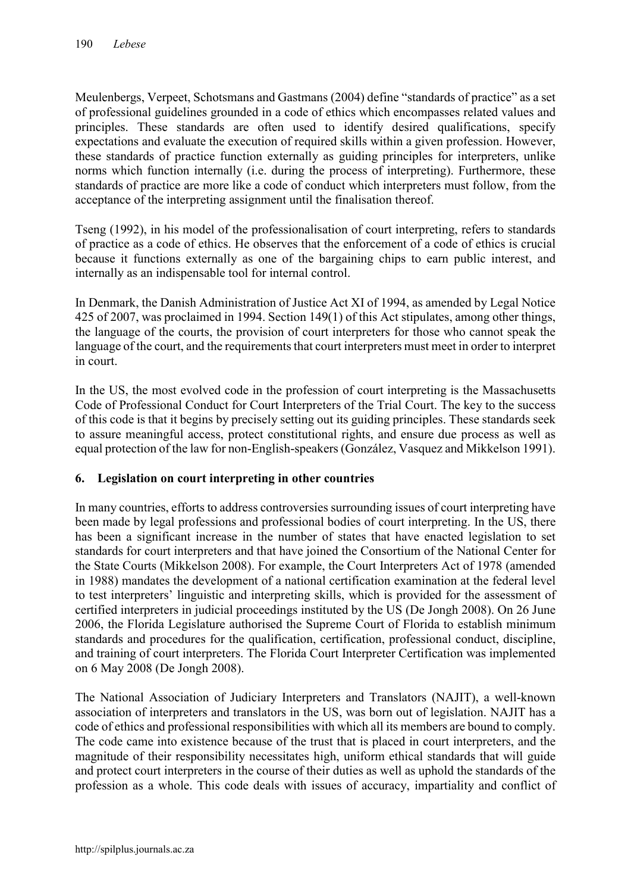Meulenbergs, Verpeet, Schotsmans and Gastmans (2004) define "standards of practice" as a set of professional guidelines grounded in a code of ethics which encompasses related values and principles. These standards are often used to identify desired qualifications, specify expectations and evaluate the execution of required skills within a given profession. However, these standards of practice function externally as guiding principles for interpreters, unlike norms which function internally (i.e. during the process of interpreting). Furthermore, these standards of practice are more like a code of conduct which interpreters must follow, from the acceptance of the interpreting assignment until the finalisation thereof.

Tseng (1992), in his model of the professionalisation of court interpreting, refers to standards of practice as a code of ethics. He observes that the enforcement of a code of ethics is crucial because it functions externally as one of the bargaining chips to earn public interest, and internally as an indispensable tool for internal control.

In Denmark, the Danish Administration of Justice Act XI of 1994, as amended by Legal Notice 425 of 2007, was proclaimed in 1994. Section 149(1) of this Act stipulates, among other things, the language of the courts, the provision of court interpreters for those who cannot speak the language of the court, and the requirements that court interpreters must meet in order to interpret in court.

In the US, the most evolved code in the profession of court interpreting is the Massachusetts Code of Professional Conduct for Court Interpreters of the Trial Court. The key to the success of this code is that it begins by precisely setting out its guiding principles. These standards seek to assure meaningful access, protect constitutional rights, and ensure due process as well as equal protection of the law for non-English-speakers (González, Vasquez and Mikkelson 1991).

## 6. Legislation on court interpreting in other countries

In many countries, efforts to address controversies surrounding issues of court interpreting have been made by legal professions and professional bodies of court interpreting. In the US, there has been a significant increase in the number of states that have enacted legislation to set standards for court interpreters and that have joined the Consortium of the National Center for the State Courts (Mikkelson 2008). For example, the Court Interpreters Act of 1978 (amended in 1988) mandates the development of a national certification examination at the federal level to test interpreters' linguistic and interpreting skills, which is provided for the assessment of certified interpreters in judicial proceedings instituted by the US (De Jongh 2008). On 26 June 2006, the Florida Legislature authorised the Supreme Court of Florida to establish minimum standards and procedures for the qualification, certification, professional conduct, discipline, and training of court interpreters. The Florida Court Interpreter Certification was implemented on 6 May 2008 (De Jongh 2008).

The National Association of Judiciary Interpreters and Translators (NAJIT), a well-known association of interpreters and translators in the US, was born out of legislation. NAJIT has a code of ethics and professional responsibilities with which all its members are bound to comply. The code came into existence because of the trust that is placed in court interpreters, and the magnitude of their responsibility necessitates high, uniform ethical standards that will guide and protect court interpreters in the course of their duties as well as uphold the standards of the profession as a whole. This code deals with issues of accuracy, impartiality and conflict of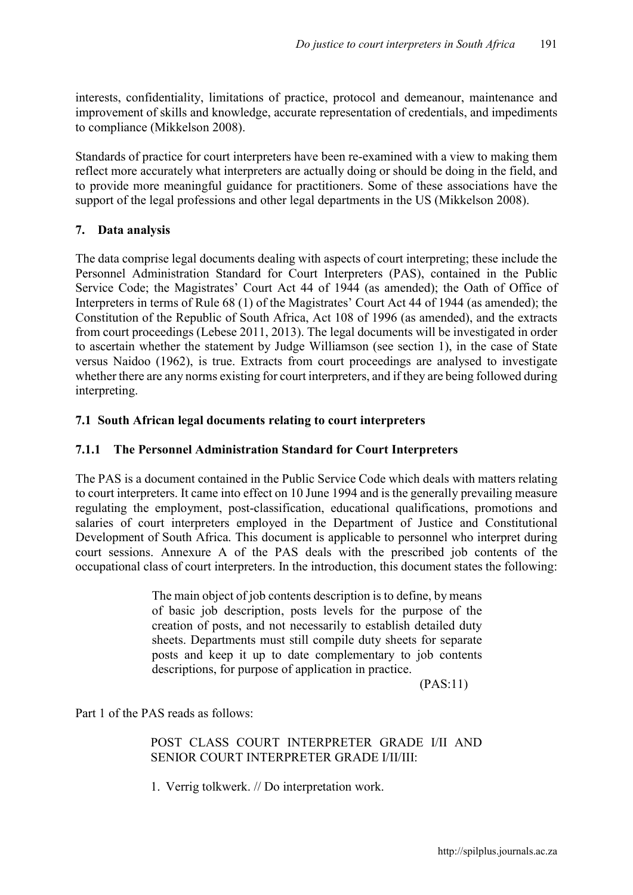interests, confidentiality, limitations of practice, protocol and demeanour, maintenance and improvement of skills and knowledge, accurate representation of credentials, and impediments to compliance (Mikkelson 2008).

Standards of practice for court interpreters have been re-examined with a view to making them reflect more accurately what interpreters are actually doing or should be doing in the field, and to provide more meaningful guidance for practitioners. Some of these associations have the support of the legal professions and other legal departments in the US (Mikkelson 2008).

## 7. Data analysis

The data comprise legal documents dealing with aspects of court interpreting; these include the Personnel Administration Standard for Court Interpreters (PAS), contained in the Public Service Code; the Magistrates' Court Act 44 of 1944 (as amended); the Oath of Office of Interpreters in terms of Rule 68 (1) of the Magistrates' Court Act 44 of 1944 (as amended); the Constitution of the Republic of South Africa, Act 108 of 1996 (as amended), and the extracts from court proceedings (Lebese 2011, 2013). The legal documents will be investigated in order to ascertain whether the statement by Judge Williamson (see section 1), in the case of State versus Naidoo (1962), is true. Extracts from court proceedings are analysed to investigate whether there are any norms existing for court interpreters, and if they are being followed during interpreting.

### 7.1 South African legal documents relating to court interpreters

#### 7.1.1 The Personnel Administration Standard for Court Interpreters

The PAS is a document contained in the Public Service Code which deals with matters relating to court interpreters. It came into effect on 10 June 1994 and is the generally prevailing measure regulating the employment, post-classification, educational qualifications, promotions and salaries of court interpreters employed in the Department of Justice and Constitutional Development of South Africa. This document is applicable to personnel who interpret during court sessions. Annexure A of the PAS deals with the prescribed job contents of the occupational class of court interpreters. In the introduction, this document states the following:

> The main object of job contents description is to define, by means of basic job description, posts levels for the purpose of the creation of posts, and not necessarily to establish detailed duty sheets. Departments must still compile duty sheets for separate posts and keep it up to date complementary to job contents descriptions, for purpose of application in practice.
>
> (PAS:11)

Part 1 of the PAS reads as follows:

> POST CLASS COURT INTERPRETER GRADE I/II AND SENIOR COURT INTERPRETER GRADE I/II/III:
>
> 1. Verrig tolkwerk. // Do interpretation work.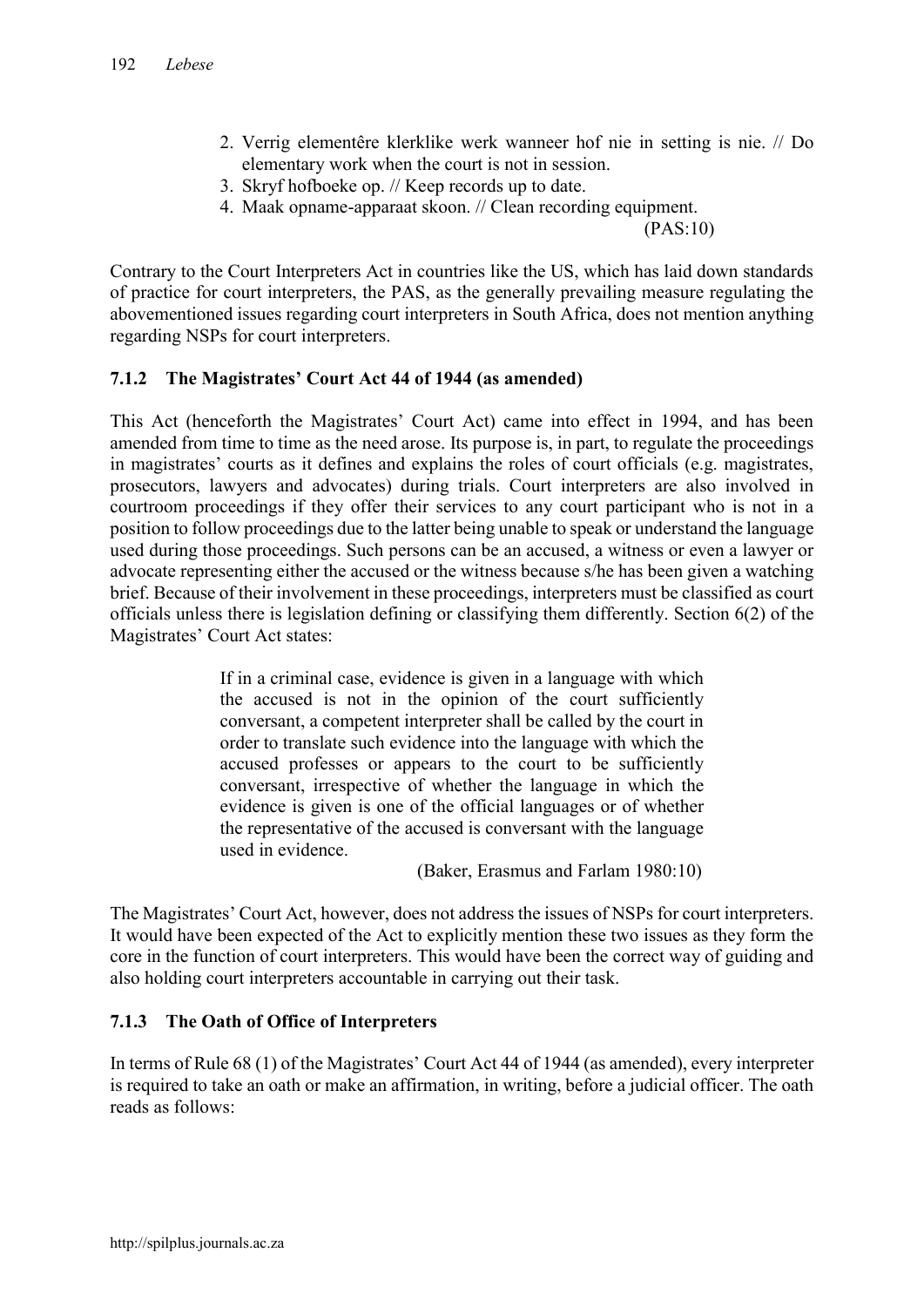2. Verrig elementêre klerklike werk wanneer hof nie in setting is nie. // Do elementary work when the court is not in session.
3. Skryf hofboeke op. // Keep records up to date.
4. Maak opname-apparaat skoon. // Clean recording equipment.

(PAS:10)

Contrary to the Court Interpreters Act in countries like the US, which has laid down standards of practice for court interpreters, the PAS, as the generally prevailing measure regulating the abovementioned issues regarding court interpreters in South Africa, does not mention anything regarding NSPs for court interpreters.

### 7.1.2 The Magistrates' Court Act 44 of 1944 (as amended)

This Act (henceforth the Magistrates' Court Act) came into effect in 1994, and has been amended from time to time as the need arose. Its purpose is, in part, to regulate the proceedings in magistrates' courts as it defines and explains the roles of court officials (e.g. magistrates, prosecutors, lawyers and advocates) during trials. Court interpreters are also involved in courtroom proceedings if they offer their services to any court participant who is not in a position to follow proceedings due to the latter being unable to speak or understand the language used during those proceedings. Such persons can be an accused, a witness or even a lawyer or advocate representing either the accused or the witness because s/he has been given a watching brief. Because of their involvement in these proceedings, interpreters must be classified as court officials unless there is legislation defining or classifying them differently. Section 6(2) of the Magistrates' Court Act states:

> If in a criminal case, evidence is given in a language with which the accused is not in the opinion of the court sufficiently conversant, a competent interpreter shall be called by the court in order to translate such evidence into the language with which the accused professes or appears to the court to be sufficiently conversant, irrespective of whether the language in which the evidence is given is one of the official languages or of whether the representative of the accused is conversant with the language used in evidence.
>
> (Baker, Erasmus and Farlam 1980:10)

The Magistrates' Court Act, however, does not address the issues of NSPs for court interpreters. It would have been expected of the Act to explicitly mention these two issues as they form the core in the function of court interpreters. This would have been the correct way of guiding and also holding court interpreters accountable in carrying out their task.

### 7.1.3 The Oath of Office of Interpreters

In terms of Rule 68 (1) of the Magistrates' Court Act 44 of 1944 (as amended), every interpreter is required to take an oath or make an affirmation, in writing, before a judicial officer. The oath reads as follows: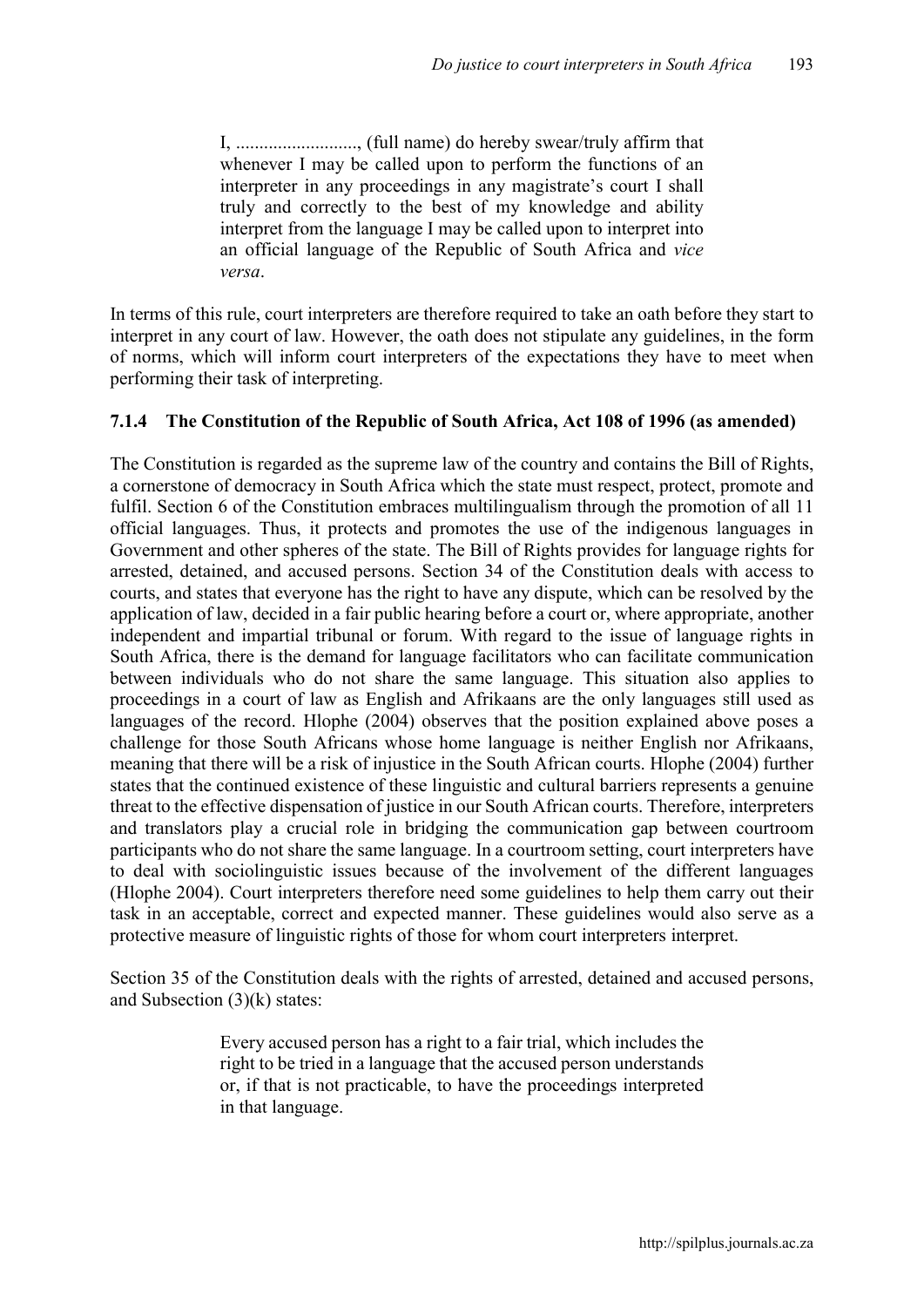> I, .........................., (full name) do hereby swear/truly affirm that whenever I may be called upon to perform the functions of an interpreter in any proceedings in any magistrate's court I shall truly and correctly to the best of my knowledge and ability interpret from the language I may be called upon to interpret into an official language of the Republic of South Africa and *vice versa*.

In terms of this rule, court interpreters are therefore required to take an oath before they start to interpret in any court of law. However, the oath does not stipulate any guidelines, in the form of norms, which will inform court interpreters of the expectations they have to meet when performing their task of interpreting.

#### 7.1.4 The Constitution of the Republic of South Africa, Act 108 of 1996 (as amended)

The Constitution is regarded as the supreme law of the country and contains the Bill of Rights, a cornerstone of democracy in South Africa which the state must respect, protect, promote and fulfil. Section 6 of the Constitution embraces multilingualism through the promotion of all 11 official languages. Thus, it protects and promotes the use of the indigenous languages in Government and other spheres of the state. The Bill of Rights provides for language rights for arrested, detained, and accused persons. Section 34 of the Constitution deals with access to courts, and states that everyone has the right to have any dispute, which can be resolved by the application of law, decided in a fair public hearing before a court or, where appropriate, another independent and impartial tribunal or forum. With regard to the issue of language rights in South Africa, there is the demand for language facilitators who can facilitate communication between individuals who do not share the same language. This situation also applies to proceedings in a court of law as English and Afrikaans are the only languages still used as languages of the record. Hlophe (2004) observes that the position explained above poses a challenge for those South Africans whose home language is neither English nor Afrikaans, meaning that there will be a risk of injustice in the South African courts. Hlophe (2004) further states that the continued existence of these linguistic and cultural barriers represents a genuine threat to the effective dispensation of justice in our South African courts. Therefore, interpreters and translators play a crucial role in bridging the communication gap between courtroom participants who do not share the same language. In a courtroom setting, court interpreters have to deal with sociolinguistic issues because of the involvement of the different languages (Hlophe 2004). Court interpreters therefore need some guidelines to help them carry out their task in an acceptable, correct and expected manner. These guidelines would also serve as a protective measure of linguistic rights of those for whom court interpreters interpret.

Section 35 of the Constitution deals with the rights of arrested, detained and accused persons, and Subsection (3)(k) states:

> Every accused person has a right to a fair trial, which includes the right to be tried in a language that the accused person understands or, if that is not practicable, to have the proceedings interpreted in that language.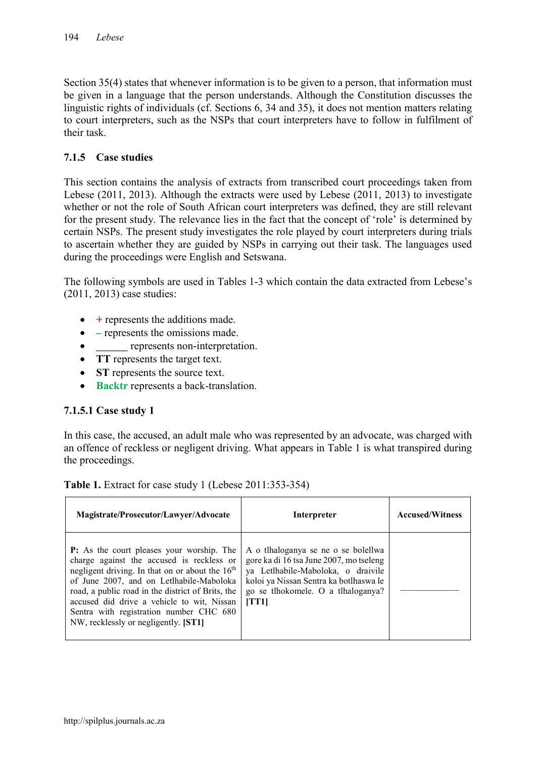Section 35(4) states that whenever information is to be given to a person, that information must be given in a language that the person understands. Although the Constitution discusses the linguistic rights of individuals (cf. Sections 6, 34 and 35), it does not mention matters relating to court interpreters, such as the NSPs that court interpreters have to follow in fulfilment of their task.

### 7.1.5 Case studies

This section contains the analysis of extracts from transcribed court proceedings taken from Lebese (2011, 2013). Although the extracts were used by Lebese (2011, 2013) to investigate whether or not the role of South African court interpreters was defined, they are still relevant for the present study. The relevance lies in the fact that the concept of 'role' is determined by certain NSPs. The present study investigates the role played by court interpreters during trials to ascertain whether they are guided by NSPs in carrying out their task. The languages used during the proceedings were English and Setswana.

The following symbols are used in Tables 1-3 which contain the data extracted from Lebese's (2011, 2013) case studies:

- + represents the additions made.
- – represents the omissions made.
- ______ represents non-interpretation.
- **TT** represents the target text.
- **ST** represents the source text.
- **Backtr** represents a back-translation.

#### 7.1.5.1 Case study 1

In this case, the accused, an adult male who was represented by an advocate, was charged with an offence of reckless or negligent driving. What appears in Table 1 is what transpired during the proceedings.

**Table 1.** Extract for case study 1 (Lebese 2011:353-354)

| Magistrate/Prosecutor/Lawyer/Advocate | Interpreter | Accused/Witness |
|---|---|---|
| **P:** As the court pleases your worship. The charge against the accused is reckless or negligent driving. In that on or about the 16th of June 2007, and on Letlhabile-Maboloka road, a public road in the district of Brits, the accused did drive a vehicle to wit, Nissan Sentra with registration number CHC 680 NW, recklessly or negligently. **[ST1]** | A o tlhaloganya se ne o se bolellwa gore ka di 16 tsa June 2007, mo tseleng ya Letlhabile-Maboloka, o draivile koloi ya Nissan Sentra ka botlhaswa le go se tlhokomele. O a tlhaloganya? **[TT1]** | ______ |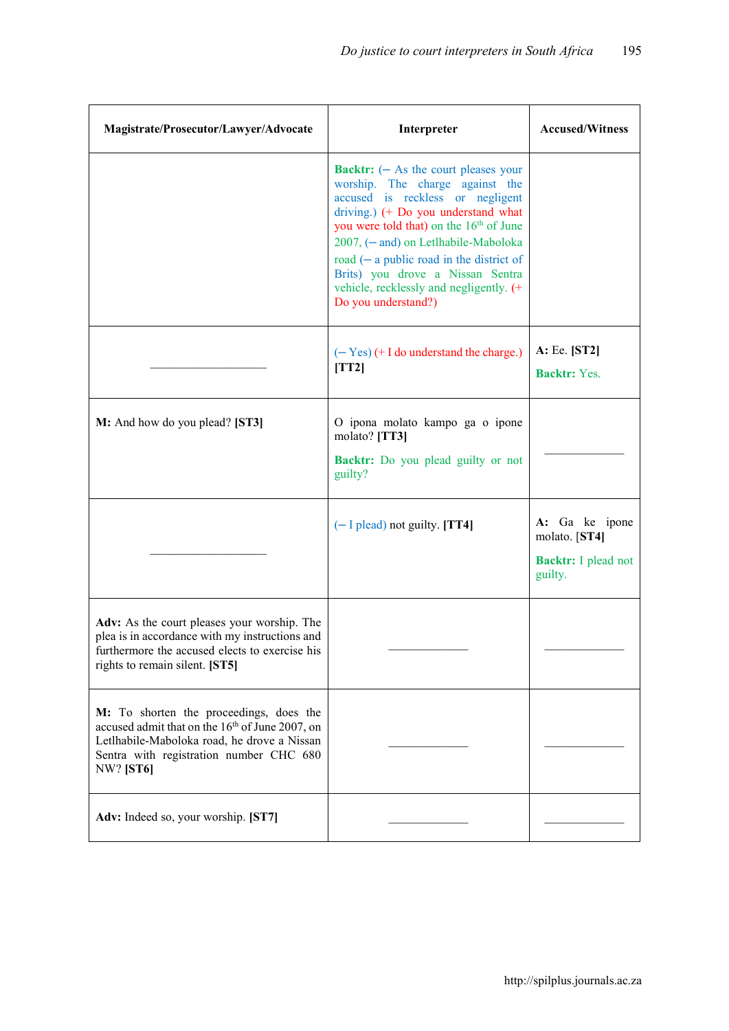| Magistrate/Prosecutor/Lawyer/Advocate | Interpreter | Accused/Witness |
|---|---|---|
| | **Backtr:** (– As the court pleases your worship. The charge against the accused is reckless or negligent driving.) (+ Do you understand what you were told that) on the 16th of June 2007, (– and) on Letlhabile-Maboloka road (– a public road in the district of Brits) you drove a Nissan Sentra vehicle, recklessly and negligently. (+ Do you understand?) | |
| ________________ | (– Yes) (+ I do understand the charge.) **[TT2]** | **A:** Ee. **[ST2]** **Backtr:** Yes. |
| **M:** And how do you plead? **[ST3]** | O ipona molato kampo ga o ipone molato? **[TT3]** **Backtr:** Do you plead guilty or not guilty? | ___________ |
| ________________ | (– I plead) not guilty. **[TT4]** | **A:** Ga ke ipone molato. **[ST4]** **Backtr:** I plead not guilty. |
| **Adv:** As the court pleases your worship. The plea is in accordance with my instructions and furthermore the accused elects to exercise his rights to remain silent. **[ST5]** | ___________ | ___________ |
| **M:** To shorten the proceedings, does the accused admit that on the 16th of June 2007, on Letlhabile-Maboloka road, he drove a Nissan Sentra with registration number CHC 680 NW? **[ST6]** | ___________ | ___________ |
| **Adv:** Indeed so, your worship. **[ST7]** | ___________ | ___________ |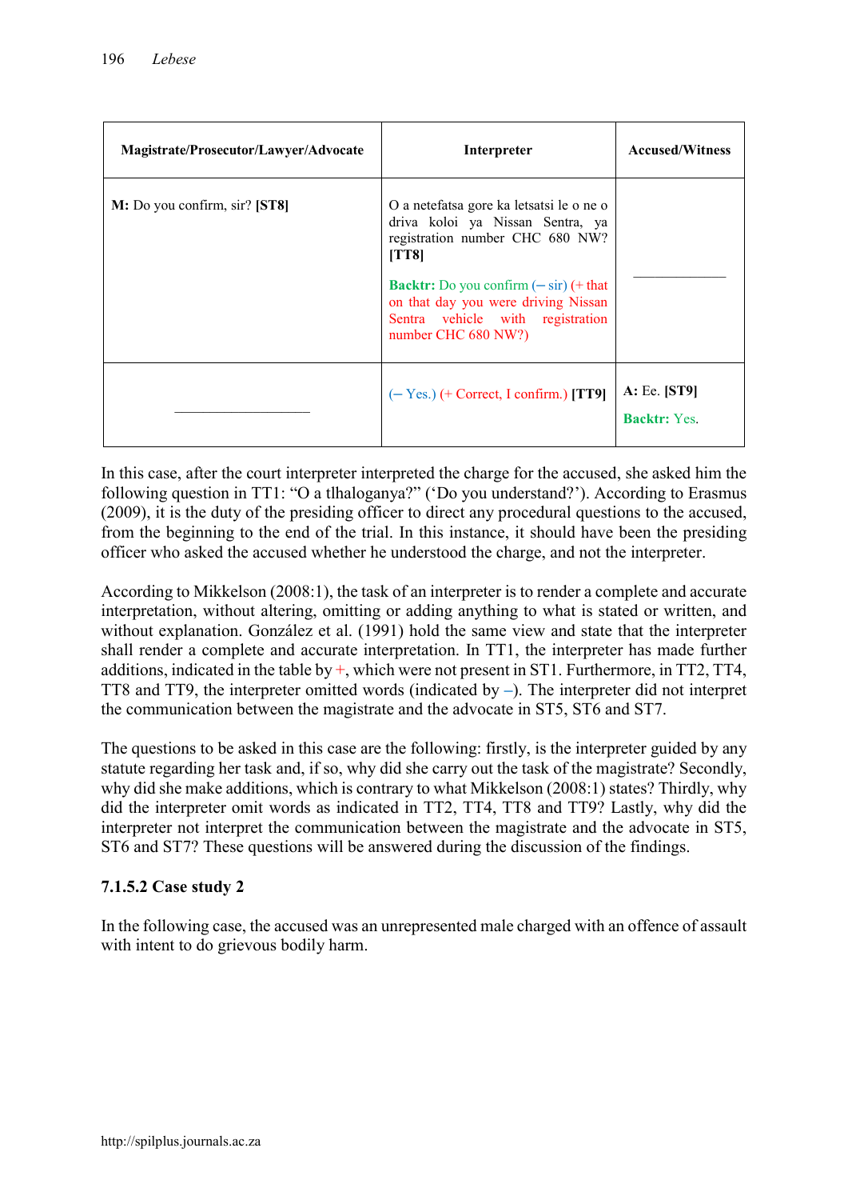| Magistrate/Prosecutor/Lawyer/Advocate | Interpreter | Accused/Witness |
|---|---|---|
| **M:** Do you confirm, sir? **[ST8]** | O a netefatsa gore ka letsatsi le o ne o driva koloi ya Nissan Sentra, ya registration number CHC 680 NW? **[TT8]**<br><br>**Backtr:** Do you confirm (– sir) (+ that on that day you were driving Nissan Sentra vehicle with registration number CHC 680 NW?) | \_\_\_\_\_\_\_\_\_\_\_\_ |
| \_\_\_\_\_\_\_\_\_\_\_\_ | (– Yes.) (+ Correct, I confirm.) **[TT9]** | **A:** Ee. **[ST9]**<br><br>**Backtr:** Yes. |

In this case, after the court interpreter interpreted the charge for the accused, she asked him the following question in TT1: "O a tlhaloganya?" ('Do you understand?'). According to Erasmus (2009), it is the duty of the presiding officer to direct any procedural questions to the accused, from the beginning to the end of the trial. In this instance, it should have been the presiding officer who asked the accused whether he understood the charge, and not the interpreter.

According to Mikkelson (2008:1), the task of an interpreter is to render a complete and accurate interpretation, without altering, omitting or adding anything to what is stated or written, and without explanation. González et al. (1991) hold the same view and state that the interpreter shall render a complete and accurate interpretation. In TT1, the interpreter has made further additions, indicated in the table by +, which were not present in ST1. Furthermore, in TT2, TT4, TT8 and TT9, the interpreter omitted words (indicated by –). The interpreter did not interpret the communication between the magistrate and the advocate in ST5, ST6 and ST7.

The questions to be asked in this case are the following: firstly, is the interpreter guided by any statute regarding her task and, if so, why did she carry out the task of the magistrate? Secondly, why did she make additions, which is contrary to what Mikkelson (2008:1) states? Thirdly, why did the interpreter omit words as indicated in TT2, TT4, TT8 and TT9? Lastly, why did the interpreter not interpret the communication between the magistrate and the advocate in ST5, ST6 and ST7? These questions will be answered during the discussion of the findings.

### 7.1.5.2 Case study 2

In the following case, the accused was an unrepresented male charged with an offence of assault with intent to do grievous bodily harm.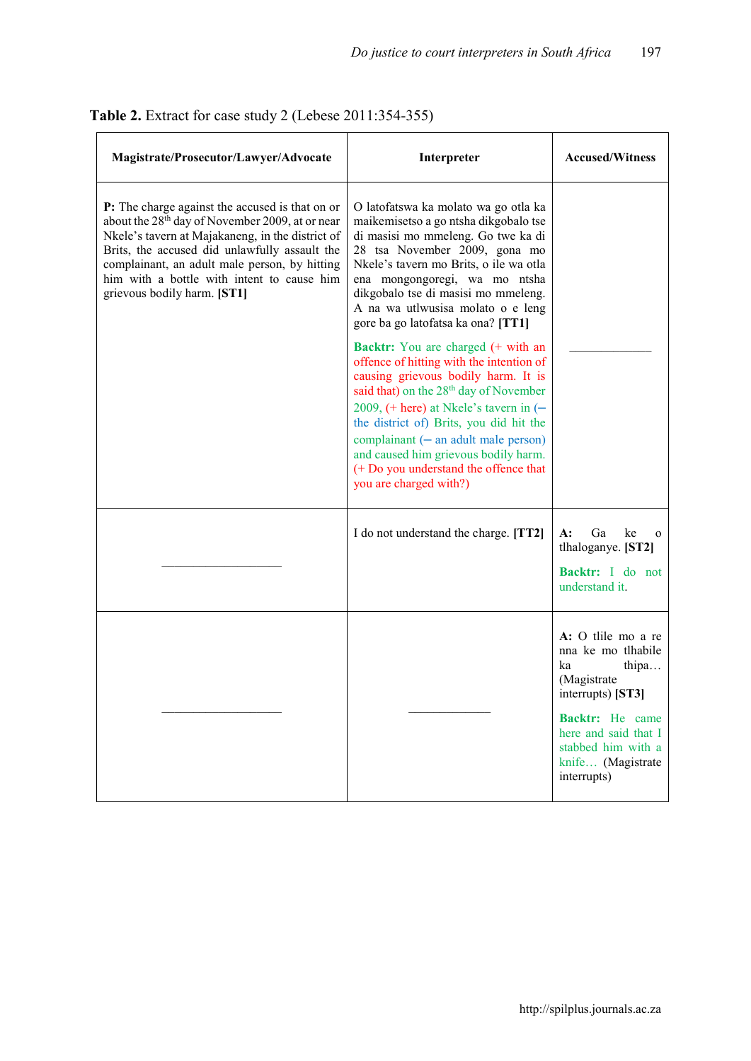**Table 2.** Extract for case study 2 (Lebese 2011:354-355)

| Magistrate/Prosecutor/Lawyer/Advocate | Interpreter | Accused/Witness |
|---|---|---|
| **P:** The charge against the accused is that on or about the 28th day of November 2009, at or near Nkele's tavern at Majakaneng, in the district of Brits, the accused did unlawfully assault the complainant, an adult male person, by hitting him with a bottle with intent to cause him grievous bodily harm. **[ST1]** | O latofatswa ka molato wa go otla ka maikemisetso a go ntsha dikgobalo tse di masisi mo mmeleng. Go twe ka di 28 tsa November 2009, gona mo Nkele's tavern mo Brits, o ile wa otla ena mongongoregi, wa mo ntsha dikgobalo tse di masisi mo mmeleng. A na wa utlwusisa molato o e leng gore ba go latofatsa ka ona? **[TT1]**<br><br>**Backtr:** You are charged (+ with an offence of hitting with the intention of causing grievous bodily harm. It is said that) on the 28th day of November 2009, (+ here) at Nkele's tavern in (– the district of) Brits, you did hit the complainant (– an adult male person) and caused him grievous bodily harm. (+ Do you understand the offence that you are charged with?) | ___________ |
| ___________ | I do not understand the charge. **[TT2]** | **A:** Ga ke o tlhaloganye. **[ST2]**<br><br>**Backtr:** I do not understand it. |
| ___________ | ___________ | **A:** O tlile mo a re nna ke mo tlhabile ka thipa… (Magistrate interrupts) **[ST3]**<br><br>**Backtr:** He came here and said that I stabbed him with a knife… (Magistrate interrupts) |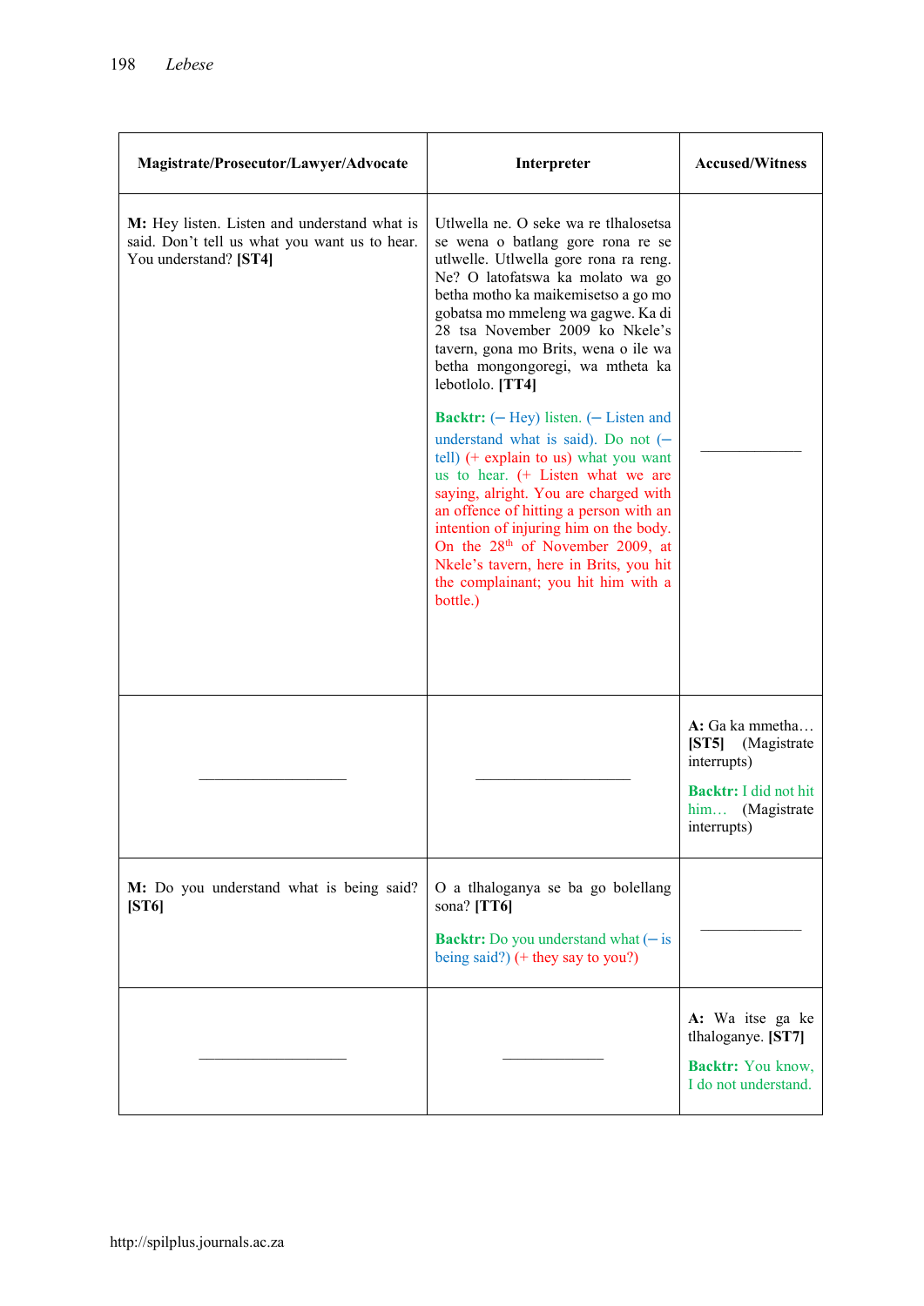| Magistrate/Prosecutor/Lawyer/Advocate | Interpreter | Accused/Witness |
|---|---|---|
| **M:** Hey listen. Listen and understand what is said. Don't tell us what you want us to hear. You understand? **[ST4]** | Utlwella ne. O seke wa re tlhalosetsa se wena o batlang gore rona re se utlwelle. Utlwella gore rona ra reng. Ne? O latofatswa ka molato wa go betha motho ka maikemisetso a go mo gobatsa mo mmeleng wa gagwe. Ka di 28 tsa November 2009 ko Nkele's tavern, gona mo Brits, wena o ile wa betha mongongoregi, wa mtheta ka lebotlolo. **[TT4]** <br><br> **Backtr:** (– Hey) listen. (– Listen and understand what is said). Do not (– tell) (+ explain to us) what you want us to hear. (+ Listen what we are saying, alright. You are charged with an offence of hitting a person with an intention of injuring him on the body. On the 28th of November 2009, at Nkele's tavern, here in Brits, you hit the complainant; you hit him with a bottle.) | ___________ |
| ___________ | ___________ | **A:** Ga ka mmetha… **[ST5]** (Magistrate interrupts) <br><br> **Backtr:** I did not hit him… (Magistrate interrupts) |
| **M:** Do you understand what is being said? **[ST6]** | O a tlhaloganya se ba go bolellang sona? **[TT6]** <br><br> **Backtr:** Do you understand what (– is being said?) (+ they say to you?) | ___________ |
| ___________ | ___________ | **A:** Wa itse ga ke tlhaloganye. **[ST7]** <br><br> **Backtr:** You know, I do not understand. |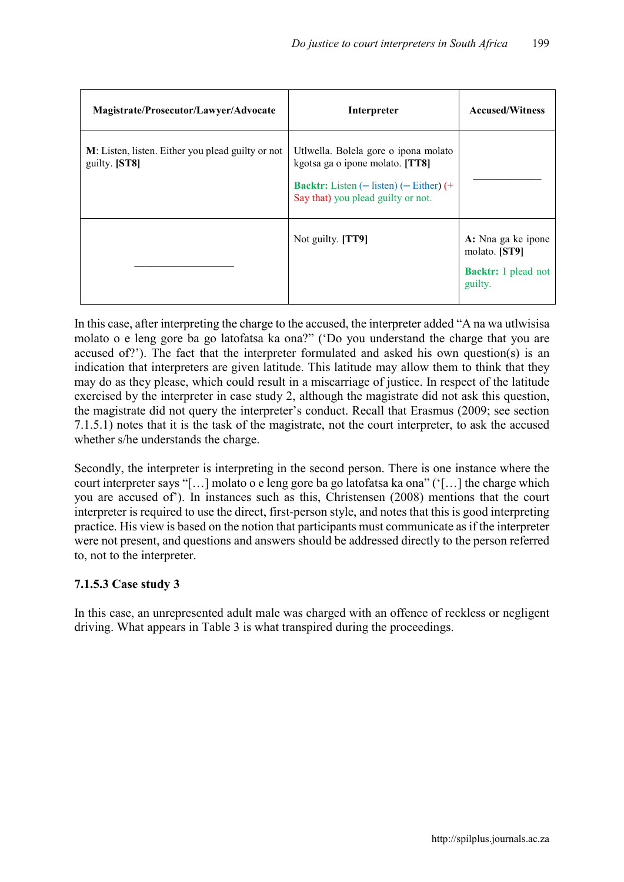| Magistrate/Prosecutor/Lawyer/Advocate | Interpreter | Accused/Witness |
|---|---|---|
| **M**: Listen, listen. Either you plead guilty or not guilty. **[ST8]** | Utlwella. Bolela gore o ipona molato kgotsa ga o ipone molato. **[TT8]**<br><br>**Backtr:** Listen (– listen) (– Either) (+ Say that) you plead guilty or not. | ___________ |
| ________________ | Not guilty. **[TT9]** | **A:** Nna ga ke ipone molato. **[ST9]**<br><br>**Backtr:** I plead not guilty. |

In this case, after interpreting the charge to the accused, the interpreter added "A na wa utlwisisa molato o e leng gore ba go latofatsa ka ona?" ('Do you understand the charge that you are accused of?'). The fact that the interpreter formulated and asked his own question(s) is an indication that interpreters are given latitude. This latitude may allow them to think that they may do as they please, which could result in a miscarriage of justice. In respect of the latitude exercised by the interpreter in case study 2, although the magistrate did not ask this question, the magistrate did not query the interpreter's conduct. Recall that Erasmus (2009; see section 7.1.5.1) notes that it is the task of the magistrate, not the court interpreter, to ask the accused whether s/he understands the charge.

Secondly, the interpreter is interpreting in the second person. There is one instance where the court interpreter says "[…] molato o e leng gore ba go latofatsa ka ona" ('[…] the charge which you are accused of'). In instances such as this, Christensen (2008) mentions that the court interpreter is required to use the direct, first-person style, and notes that this is good interpreting practice. His view is based on the notion that participants must communicate as if the interpreter were not present, and questions and answers should be addressed directly to the person referred to, not to the interpreter.

### 7.1.5.3 Case study 3

In this case, an unrepresented adult male was charged with an offence of reckless or negligent driving. What appears in Table 3 is what transpired during the proceedings.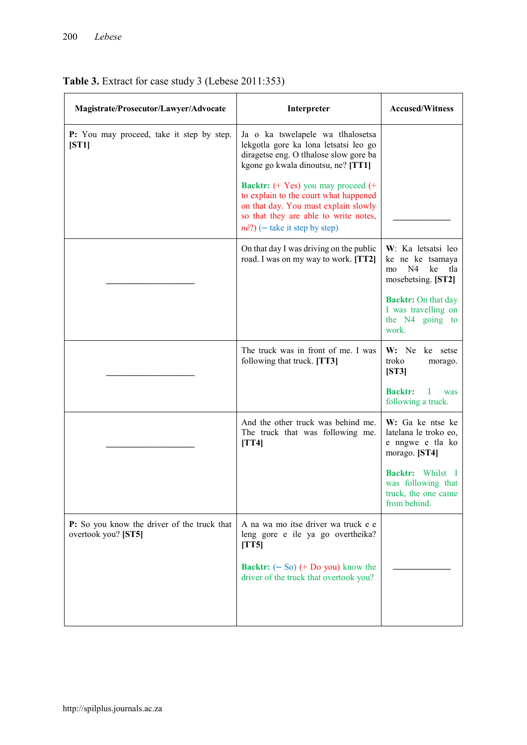**Table 3.** Extract for case study 3 (Lebese 2011:353)

| Magistrate/Prosecutor/Lawyer/Advocate | Interpreter | Accused/Witness |
|---|---|---|
| **P:** You may proceed, take it step by step. **[ST1]** | Ja o ka tswelapele wa tlhalosetsa lekgotla gore ka lona letsatsi leo go diragetse eng. O tlhalose slow gore ba kgone go kwala dinoutsu, ne? **[TT1]**<br><br>**Backtr:** (+ Yes) you may proceed (+ to explain to the court what happened on that day. You must explain slowly so that they are able to write notes, *né*?) (– take it step by step) | ____________ |
| ____________________ | On that day I was driving on the public road. I was on my way to work. **[TT2]** | **W**: Ka letsatsi leo ke ne ke tsamaya mo N4 ke tla mosebetsing. **[ST2]**<br><br>**Backtr:** On that day I was travelling on the N4 going to work. |
| ____________________ | The truck was in front of me. I was following that truck. **[TT3]** | **W:** Ne ke setse troko morago. **[ST3]**<br><br>**Backtr:** I was following a truck. |
| ____________________ | And the other truck was behind me. The truck that was following me. **[TT4]** | **W:** Ga ke ntse ke latelana le troko eo, e nngwe e tla ko morago. **[ST4]**<br><br>**Backtr:** Whilst I was following that truck, the one came from behind. |
| **P:** So you know the driver of the truck that overtook you? **[ST5]** | A na wa mo itse driver wa truck e e leng gore e ile ya go overtheika? **[TT5]**<br><br>**Backtr:** (– So) (+ Do you) know the driver of the truck that overtook you? | ____________ |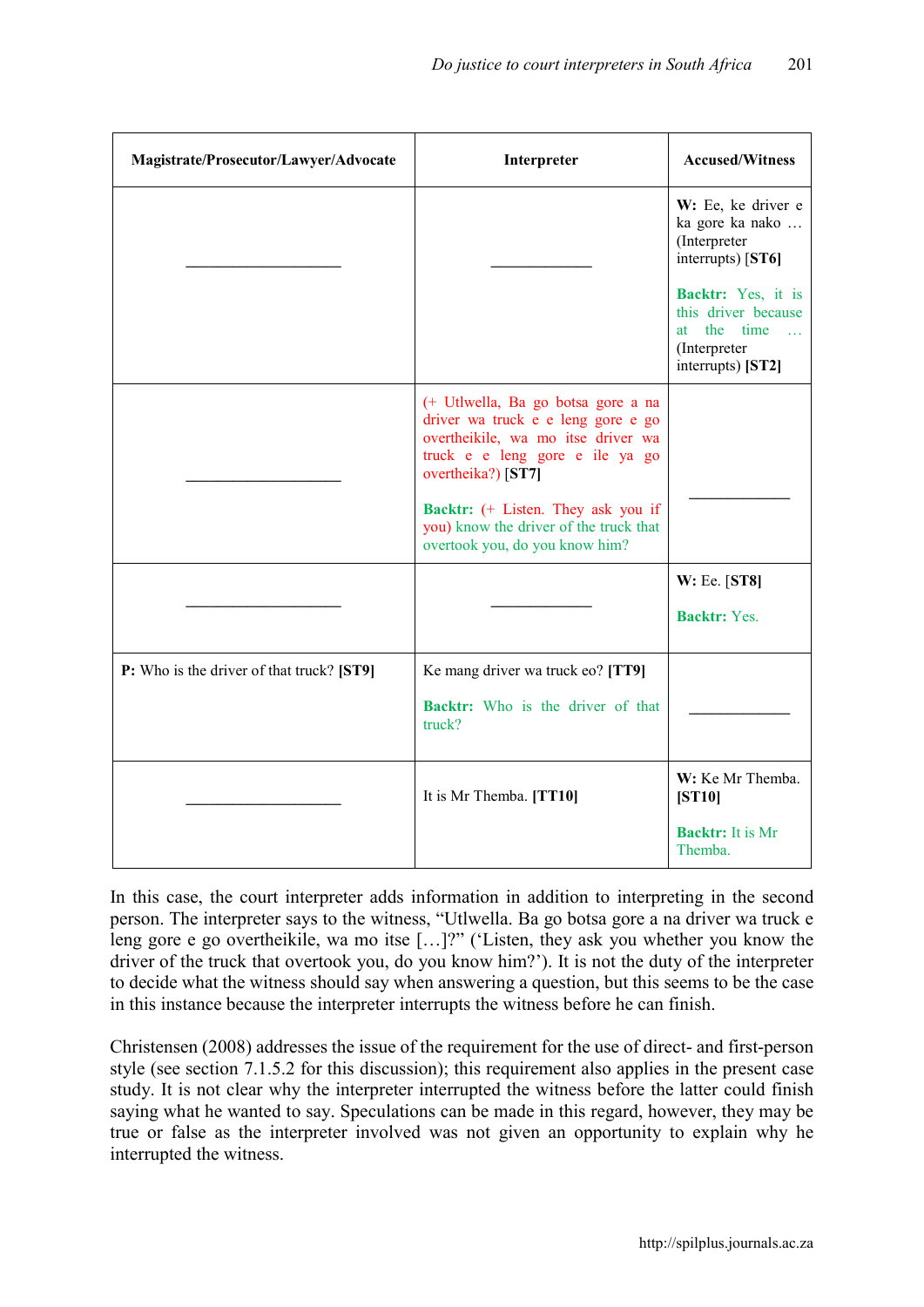| Magistrate/Prosecutor/Lawyer/Advocate | Interpreter | Accused/Witness |
|---|---|---|
| ___________________ | ____________ | **W:** Ee, ke driver e ka gore ka nako … (Interpreter interrupts) **[ST6]**<br><br>**Backtr:** Yes, it is this driver because at the time … (Interpreter interrupts) **[ST2]** |
| ___________________ | (+ Utlwella, Ba go botsa gore a na driver wa truck e e leng gore e go overtheikile, wa mo itse driver wa truck e e leng gore e ile ya go overtheika?) **[ST7]**<br><br>**Backtr:** (+ Listen. They ask you if you) know the driver of the truck that overtook you, do you know him? | ____________ |
| ___________________ | ____________ | **W:** Ee. **[ST8]**<br><br>**Backtr:** Yes. |
| **P:** Who is the driver of that truck? **[ST9]** | Ke mang driver wa truck eo? **[TT9]**<br><br>**Backtr:** Who is the driver of that truck? | ____________ |
| ___________________ | It is Mr Themba. **[TT10]** | **W:** Ke Mr Themba. **[ST10]**<br><br>**Backtr:** It is Mr Themba. |

In this case, the court interpreter adds information in addition to interpreting in the second person. The interpreter says to the witness, "Utlwella. Ba go botsa gore a na driver wa truck e leng gore e go overtheikile, wa mo itse […]?" ('Listen, they ask you whether you know the driver of the truck that overtook you, do you know him?'). It is not the duty of the interpreter to decide what the witness should say when answering a question, but this seems to be the case in this instance because the interpreter interrupts the witness before he can finish.

Christensen (2008) addresses the issue of the requirement for the use of direct- and first-person style (see section 7.1.5.2 for this discussion); this requirement also applies in the present case study. It is not clear why the interpreter interrupted the witness before the latter could finish saying what he wanted to say. Speculations can be made in this regard, however, they may be true or false as the interpreter involved was not given an opportunity to explain why he interrupted the witness.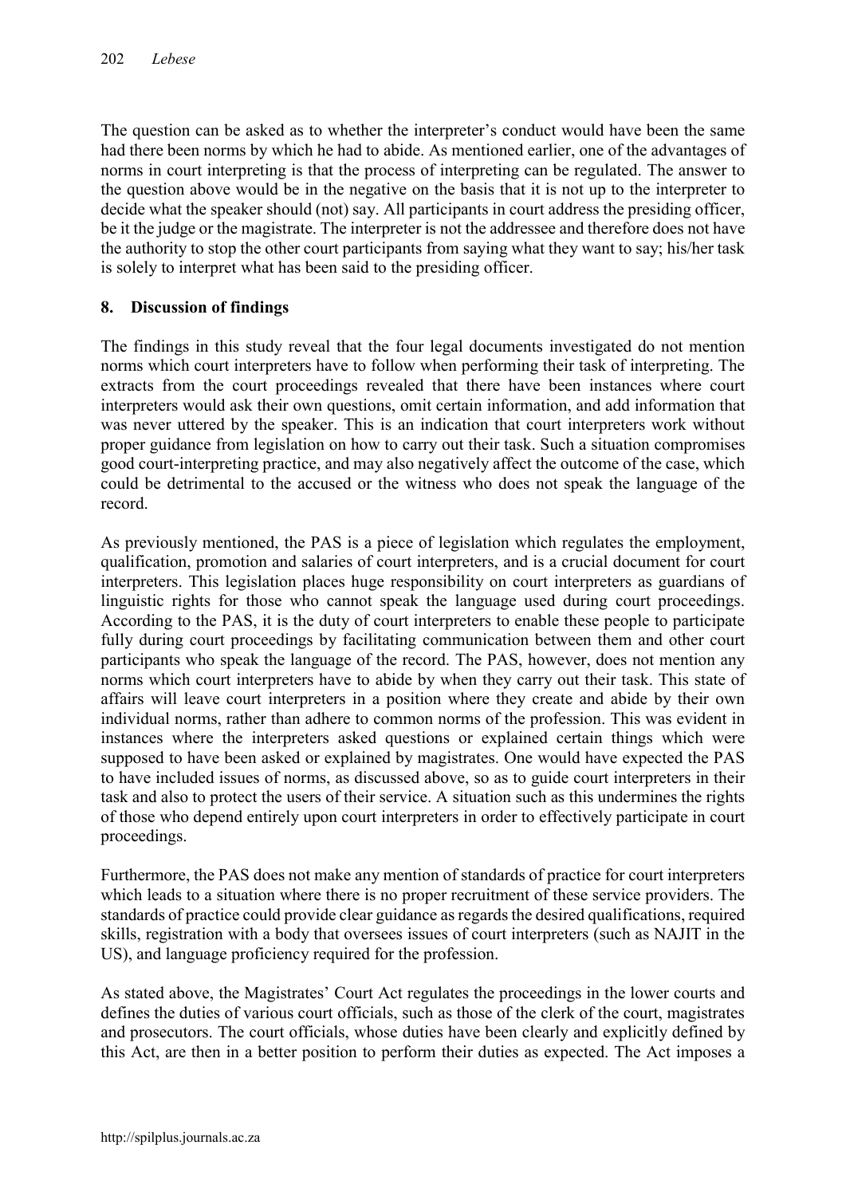The question can be asked as to whether the interpreter's conduct would have been the same had there been norms by which he had to abide. As mentioned earlier, one of the advantages of norms in court interpreting is that the process of interpreting can be regulated. The answer to the question above would be in the negative on the basis that it is not up to the interpreter to decide what the speaker should (not) say. All participants in court address the presiding officer, be it the judge or the magistrate. The interpreter is not the addressee and therefore does not have the authority to stop the other court participants from saying what they want to say; his/her task is solely to interpret what has been said to the presiding officer.

## 8. Discussion of findings

The findings in this study reveal that the four legal documents investigated do not mention norms which court interpreters have to follow when performing their task of interpreting. The extracts from the court proceedings revealed that there have been instances where court interpreters would ask their own questions, omit certain information, and add information that was never uttered by the speaker. This is an indication that court interpreters work without proper guidance from legislation on how to carry out their task. Such a situation compromises good court-interpreting practice, and may also negatively affect the outcome of the case, which could be detrimental to the accused or the witness who does not speak the language of the record.

As previously mentioned, the PAS is a piece of legislation which regulates the employment, qualification, promotion and salaries of court interpreters, and is a crucial document for court interpreters. This legislation places huge responsibility on court interpreters as guardians of linguistic rights for those who cannot speak the language used during court proceedings. According to the PAS, it is the duty of court interpreters to enable these people to participate fully during court proceedings by facilitating communication between them and other court participants who speak the language of the record. The PAS, however, does not mention any norms which court interpreters have to abide by when they carry out their task. This state of affairs will leave court interpreters in a position where they create and abide by their own individual norms, rather than adhere to common norms of the profession. This was evident in instances where the interpreters asked questions or explained certain things which were supposed to have been asked or explained by magistrates. One would have expected the PAS to have included issues of norms, as discussed above, so as to guide court interpreters in their task and also to protect the users of their service. A situation such as this undermines the rights of those who depend entirely upon court interpreters in order to effectively participate in court proceedings.

Furthermore, the PAS does not make any mention of standards of practice for court interpreters which leads to a situation where there is no proper recruitment of these service providers. The standards of practice could provide clear guidance as regards the desired qualifications, required skills, registration with a body that oversees issues of court interpreters (such as NAJIT in the US), and language proficiency required for the profession.

As stated above, the Magistrates' Court Act regulates the proceedings in the lower courts and defines the duties of various court officials, such as those of the clerk of the court, magistrates and prosecutors. The court officials, whose duties have been clearly and explicitly defined by this Act, are then in a better position to perform their duties as expected. The Act imposes a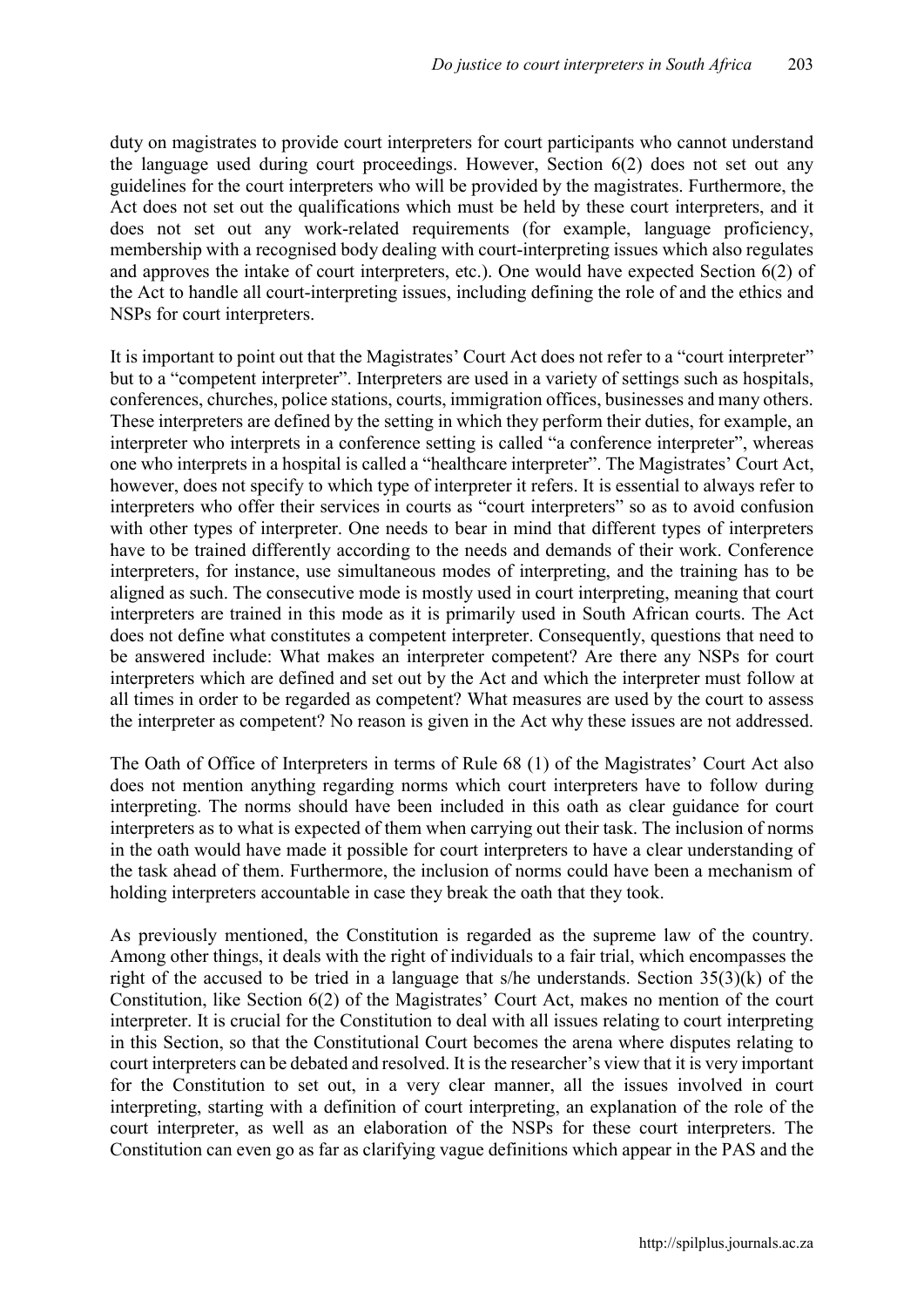duty on magistrates to provide court interpreters for court participants who cannot understand the language used during court proceedings. However, Section 6(2) does not set out any guidelines for the court interpreters who will be provided by the magistrates. Furthermore, the Act does not set out the qualifications which must be held by these court interpreters, and it does not set out any work-related requirements (for example, language proficiency, membership with a recognised body dealing with court-interpreting issues which also regulates and approves the intake of court interpreters, etc.). One would have expected Section 6(2) of the Act to handle all court-interpreting issues, including defining the role of and the ethics and NSPs for court interpreters.

It is important to point out that the Magistrates' Court Act does not refer to a "court interpreter" but to a "competent interpreter". Interpreters are used in a variety of settings such as hospitals, conferences, churches, police stations, courts, immigration offices, businesses and many others. These interpreters are defined by the setting in which they perform their duties, for example, an interpreter who interprets in a conference setting is called "a conference interpreter", whereas one who interprets in a hospital is called a "healthcare interpreter". The Magistrates' Court Act, however, does not specify to which type of interpreter it refers. It is essential to always refer to interpreters who offer their services in courts as "court interpreters" so as to avoid confusion with other types of interpreter. One needs to bear in mind that different types of interpreters have to be trained differently according to the needs and demands of their work. Conference interpreters, for instance, use simultaneous modes of interpreting, and the training has to be aligned as such. The consecutive mode is mostly used in court interpreting, meaning that court interpreters are trained in this mode as it is primarily used in South African courts. The Act does not define what constitutes a competent interpreter. Consequently, questions that need to be answered include: What makes an interpreter competent? Are there any NSPs for court interpreters which are defined and set out by the Act and which the interpreter must follow at all times in order to be regarded as competent? What measures are used by the court to assess the interpreter as competent? No reason is given in the Act why these issues are not addressed.

The Oath of Office of Interpreters in terms of Rule 68 (1) of the Magistrates' Court Act also does not mention anything regarding norms which court interpreters have to follow during interpreting. The norms should have been included in this oath as clear guidance for court interpreters as to what is expected of them when carrying out their task. The inclusion of norms in the oath would have made it possible for court interpreters to have a clear understanding of the task ahead of them. Furthermore, the inclusion of norms could have been a mechanism of holding interpreters accountable in case they break the oath that they took.

As previously mentioned, the Constitution is regarded as the supreme law of the country. Among other things, it deals with the right of individuals to a fair trial, which encompasses the right of the accused to be tried in a language that s/he understands. Section 35(3)(k) of the Constitution, like Section 6(2) of the Magistrates' Court Act, makes no mention of the court interpreter. It is crucial for the Constitution to deal with all issues relating to court interpreting in this Section, so that the Constitutional Court becomes the arena where disputes relating to court interpreters can be debated and resolved. It is the researcher's view that it is very important for the Constitution to set out, in a very clear manner, all the issues involved in court interpreting, starting with a definition of court interpreting, an explanation of the role of the court interpreter, as well as an elaboration of the NSPs for these court interpreters. The Constitution can even go as far as clarifying vague definitions which appear in the PAS and the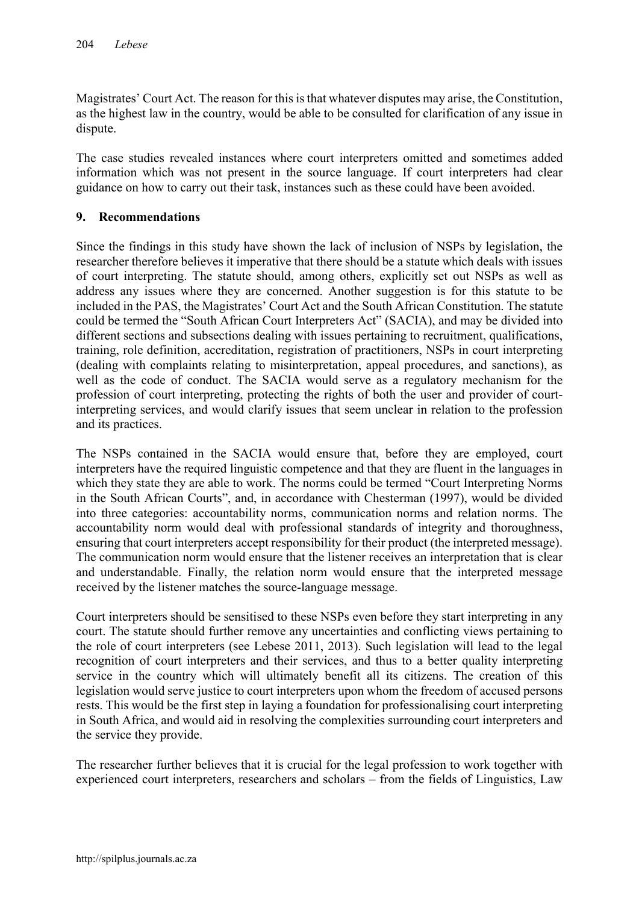Magistrates' Court Act. The reason for this is that whatever disputes may arise, the Constitution, as the highest law in the country, would be able to be consulted for clarification of any issue in dispute.

The case studies revealed instances where court interpreters omitted and sometimes added information which was not present in the source language. If court interpreters had clear guidance on how to carry out their task, instances such as these could have been avoided.

## 9. Recommendations

Since the findings in this study have shown the lack of inclusion of NSPs by legislation, the researcher therefore believes it imperative that there should be a statute which deals with issues of court interpreting. The statute should, among others, explicitly set out NSPs as well as address any issues where they are concerned. Another suggestion is for this statute to be included in the PAS, the Magistrates' Court Act and the South African Constitution. The statute could be termed the "South African Court Interpreters Act" (SACIA), and may be divided into different sections and subsections dealing with issues pertaining to recruitment, qualifications, training, role definition, accreditation, registration of practitioners, NSPs in court interpreting (dealing with complaints relating to misinterpretation, appeal procedures, and sanctions), as well as the code of conduct. The SACIA would serve as a regulatory mechanism for the profession of court interpreting, protecting the rights of both the user and provider of court-interpreting services, and would clarify issues that seem unclear in relation to the profession and its practices.

The NSPs contained in the SACIA would ensure that, before they are employed, court interpreters have the required linguistic competence and that they are fluent in the languages in which they state they are able to work. The norms could be termed "Court Interpreting Norms in the South African Courts", and, in accordance with Chesterman (1997), would be divided into three categories: accountability norms, communication norms and relation norms. The accountability norm would deal with professional standards of integrity and thoroughness, ensuring that court interpreters accept responsibility for their product (the interpreted message). The communication norm would ensure that the listener receives an interpretation that is clear and understandable. Finally, the relation norm would ensure that the interpreted message received by the listener matches the source-language message.

Court interpreters should be sensitised to these NSPs even before they start interpreting in any court. The statute should further remove any uncertainties and conflicting views pertaining to the role of court interpreters (see Lebese 2011, 2013). Such legislation will lead to the legal recognition of court interpreters and their services, and thus to a better quality interpreting service in the country which will ultimately benefit all its citizens. The creation of this legislation would serve justice to court interpreters upon whom the freedom of accused persons rests. This would be the first step in laying a foundation for professionalising court interpreting in South Africa, and would aid in resolving the complexities surrounding court interpreters and the service they provide.

The researcher further believes that it is crucial for the legal profession to work together with experienced court interpreters, researchers and scholars – from the fields of Linguistics, Law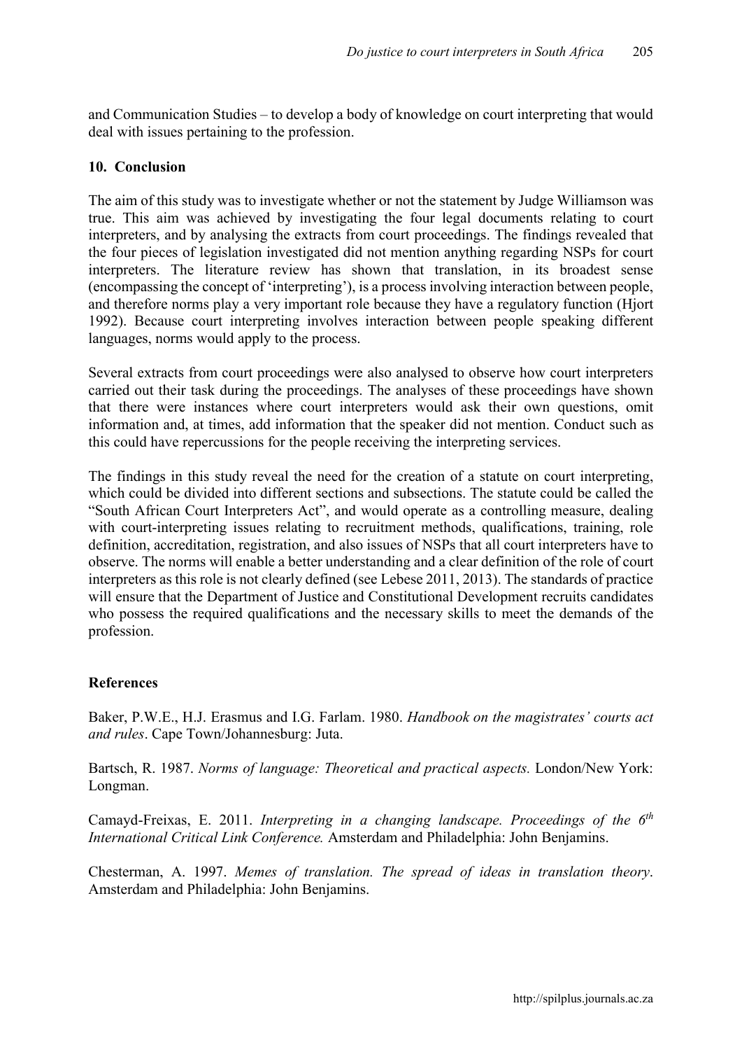and Communication Studies – to develop a body of knowledge on court interpreting that would deal with issues pertaining to the profession.

## 10. Conclusion

The aim of this study was to investigate whether or not the statement by Judge Williamson was true. This aim was achieved by investigating the four legal documents relating to court interpreters, and by analysing the extracts from court proceedings. The findings revealed that the four pieces of legislation investigated did not mention anything regarding NSPs for court interpreters. The literature review has shown that translation, in its broadest sense (encompassing the concept of 'interpreting'), is a process involving interaction between people, and therefore norms play a very important role because they have a regulatory function (Hjort 1992). Because court interpreting involves interaction between people speaking different languages, norms would apply to the process.

Several extracts from court proceedings were also analysed to observe how court interpreters carried out their task during the proceedings. The analyses of these proceedings have shown that there were instances where court interpreters would ask their own questions, omit information and, at times, add information that the speaker did not mention. Conduct such as this could have repercussions for the people receiving the interpreting services.

The findings in this study reveal the need for the creation of a statute on court interpreting, which could be divided into different sections and subsections. The statute could be called the "South African Court Interpreters Act", and would operate as a controlling measure, dealing with court-interpreting issues relating to recruitment methods, qualifications, training, role definition, accreditation, registration, and also issues of NSPs that all court interpreters have to observe. The norms will enable a better understanding and a clear definition of the role of court interpreters as this role is not clearly defined (see Lebese 2011, 2013). The standards of practice will ensure that the Department of Justice and Constitutional Development recruits candidates who possess the required qualifications and the necessary skills to meet the demands of the profession.

## References

Baker, P.W.E., H.J. Erasmus and I.G. Farlam. 1980. *Handbook on the magistrates' courts act and rules*. Cape Town/Johannesburg: Juta.

Bartsch, R. 1987. *Norms of language: Theoretical and practical aspects.* London/New York: Longman.

Camayd-Freixas, E. 2011. *Interpreting in a changing landscape. Proceedings of the 6th International Critical Link Conference.* Amsterdam and Philadelphia: John Benjamins.

Chesterman, A. 1997. *Memes of translation. The spread of ideas in translation theory*. Amsterdam and Philadelphia: John Benjamins.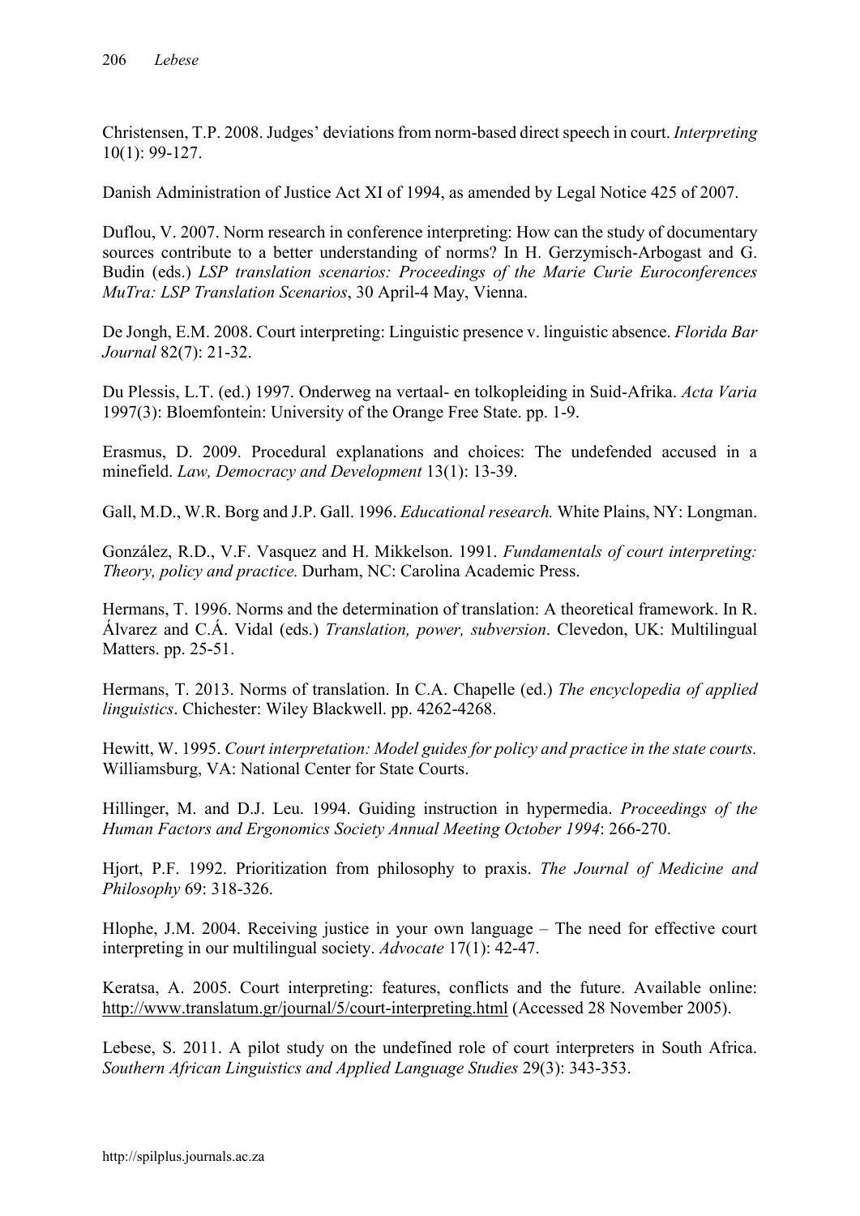Christensen, T.P. 2008. Judges' deviations from norm-based direct speech in court. *Interpreting* 10(1): 99-127.

Danish Administration of Justice Act XI of 1994, as amended by Legal Notice 425 of 2007.

Duflou, V. 2007. Norm research in conference interpreting: How can the study of documentary sources contribute to a better understanding of norms? In H. Gerzymisch-Arbogast and G. Budin (eds.) *LSP translation scenarios: Proceedings of the Marie Curie Euroconferences MuTra: LSP Translation Scenarios*, 30 April-4 May, Vienna.

De Jongh, E.M. 2008. Court interpreting: Linguistic presence v. linguistic absence. *Florida Bar Journal* 82(7): 21-32.

Du Plessis, L.T. (ed.) 1997. Onderweg na vertaal- en tolkopleiding in Suid-Afrika. *Acta Varia* 1997(3): Bloemfontein: University of the Orange Free State. pp. 1-9.

Erasmus, D. 2009. Procedural explanations and choices: The undefended accused in a minefield. *Law, Democracy and Development* 13(1): 13-39.

Gall, M.D., W.R. Borg and J.P. Gall. 1996. *Educational research.* White Plains, NY: Longman.

González, R.D., V.F. Vasquez and H. Mikkelson. 1991. *Fundamentals of court interpreting: Theory, policy and practice.* Durham, NC: Carolina Academic Press.

Hermans, T. 1996. Norms and the determination of translation: A theoretical framework. In R. Álvarez and C.Á. Vidal (eds.) *Translation, power, subversion*. Clevedon, UK: Multilingual Matters. pp. 25-51.

Hermans, T. 2013. Norms of translation. In C.A. Chapelle (ed.) *The encyclopedia of applied linguistics*. Chichester: Wiley Blackwell. pp. 4262-4268.

Hewitt, W. 1995. *Court interpretation: Model guides for policy and practice in the state courts.* Williamsburg, VA: National Center for State Courts.

Hillinger, M. and D.J. Leu. 1994. Guiding instruction in hypermedia. *Proceedings of the Human Factors and Ergonomics Society Annual Meeting October 1994*: 266-270.

Hjort, P.F. 1992. Prioritization from philosophy to praxis. *The Journal of Medicine and Philosophy* 69: 318-326.

Hlophe, J.M. 2004. Receiving justice in your own language – The need for effective court interpreting in our multilingual society. *Advocate* 17(1): 42-47.

Keratsa, A. 2005. Court interpreting: features, conflicts and the future. Available online: http://www.translatum.gr/journal/5/court-interpreting.html (Accessed 28 November 2005).

Lebese, S. 2011. A pilot study on the undefined role of court interpreters in South Africa. *Southern African Linguistics and Applied Language Studies* 29(3): 343-353.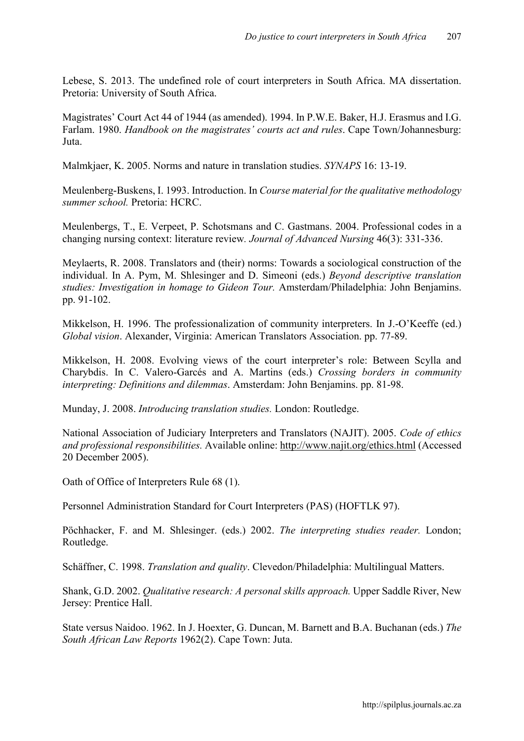Lebese, S. 2013. The undefined role of court interpreters in South Africa. MA dissertation. Pretoria: University of South Africa.

Magistrates' Court Act 44 of 1944 (as amended). 1994. In P.W.E. Baker, H.J. Erasmus and I.G. Farlam. 1980. *Handbook on the magistrates' courts act and rules*. Cape Town/Johannesburg: Juta.

Malmkjaer, K. 2005. Norms and nature in translation studies. *SYNAPS* 16: 13-19.

Meulenberg-Buskens, I. 1993. Introduction. In *Course material for the qualitative methodology summer school.* Pretoria: HCRC.

Meulenbergs, T., E. Verpeet, P. Schotsmans and C. Gastmans. 2004. Professional codes in a changing nursing context: literature review. *Journal of Advanced Nursing* 46(3): 331-336.

Meylaerts, R. 2008. Translators and (their) norms: Towards a sociological construction of the individual. In A. Pym, M. Shlesinger and D. Simeoni (eds.) *Beyond descriptive translation studies: Investigation in homage to Gideon Tour.* Amsterdam/Philadelphia: John Benjamins. pp. 91-102.

Mikkelson, H. 1996. The professionalization of community interpreters. In J.-O'Keeffe (ed.) *Global vision*. Alexander, Virginia: American Translators Association. pp. 77-89.

Mikkelson, H. 2008. Evolving views of the court interpreter's role: Between Scylla and Charybdis. In C. Valero-Garcés and A. Martins (eds.) *Crossing borders in community interpreting: Definitions and dilemmas*. Amsterdam: John Benjamins. pp. 81-98.

Munday, J. 2008. *Introducing translation studies.* London: Routledge.

National Association of Judiciary Interpreters and Translators (NAJIT). 2005. *Code of ethics and professional responsibilities.* Available online: http://www.najit.org/ethics.html (Accessed 20 December 2005).

Oath of Office of Interpreters Rule 68 (1).

Personnel Administration Standard for Court Interpreters (PAS) (HOFTLK 97).

Pöchhacker, F. and M. Shlesinger. (eds.) 2002. *The interpreting studies reader.* London; Routledge.

Schäffner, C. 1998. *Translation and quality*. Clevedon/Philadelphia: Multilingual Matters.

Shank, G.D. 2002. *Qualitative research: A personal skills approach.* Upper Saddle River, New Jersey: Prentice Hall.

State versus Naidoo. 1962. In J. Hoexter, G. Duncan, M. Barnett and B.A. Buchanan (eds.) *The South African Law Reports* 1962(2). Cape Town: Juta.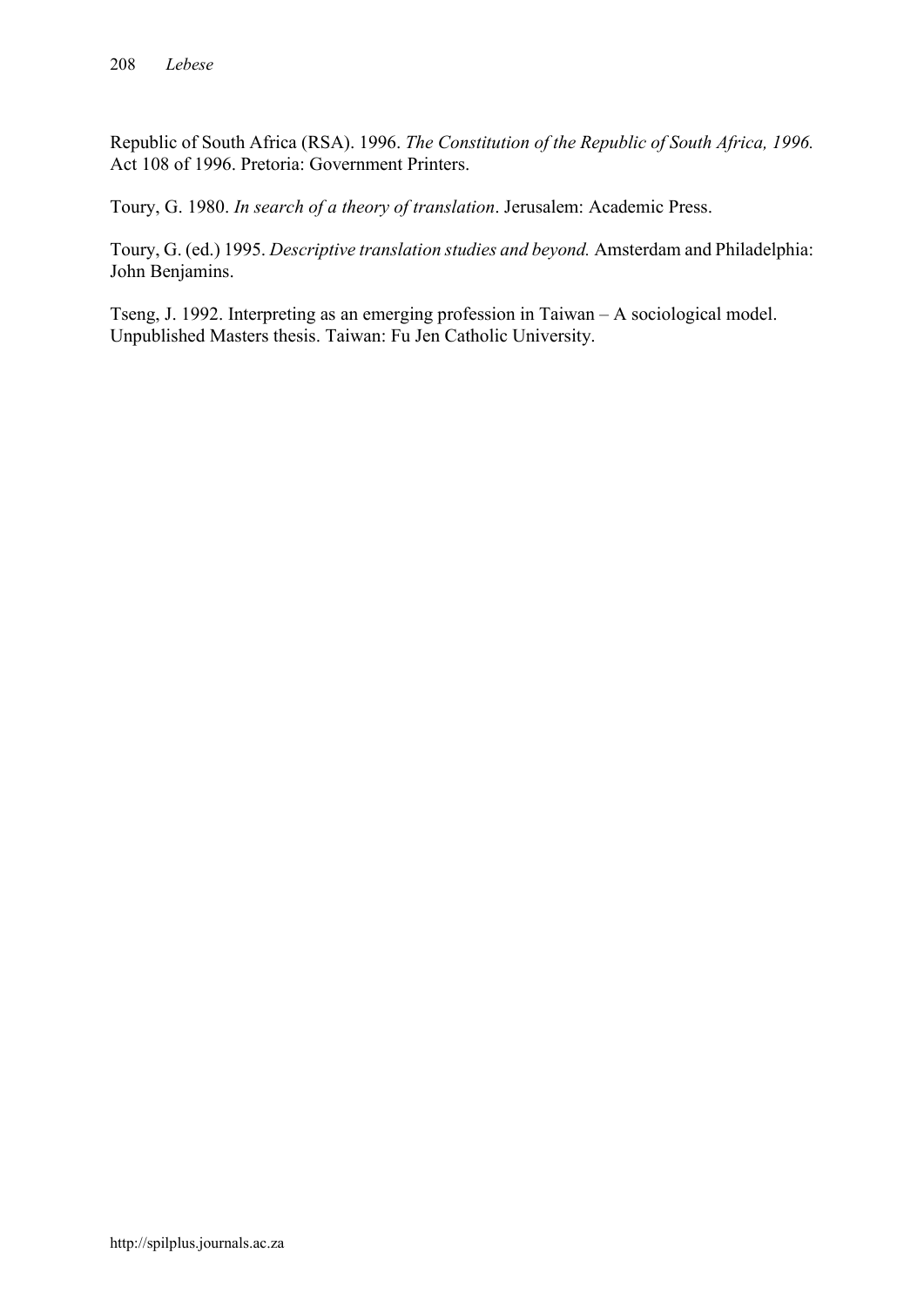Republic of South Africa (RSA). 1996. *The Constitution of the Republic of South Africa, 1996.* Act 108 of 1996. Pretoria: Government Printers.

Toury, G. 1980. *In search of a theory of translation*. Jerusalem: Academic Press.

Toury, G. (ed.) 1995. *Descriptive translation studies and beyond.* Amsterdam and Philadelphia: John Benjamins.

Tseng, J. 1992. Interpreting as an emerging profession in Taiwan – A sociological model. Unpublished Masters thesis. Taiwan: Fu Jen Catholic University.